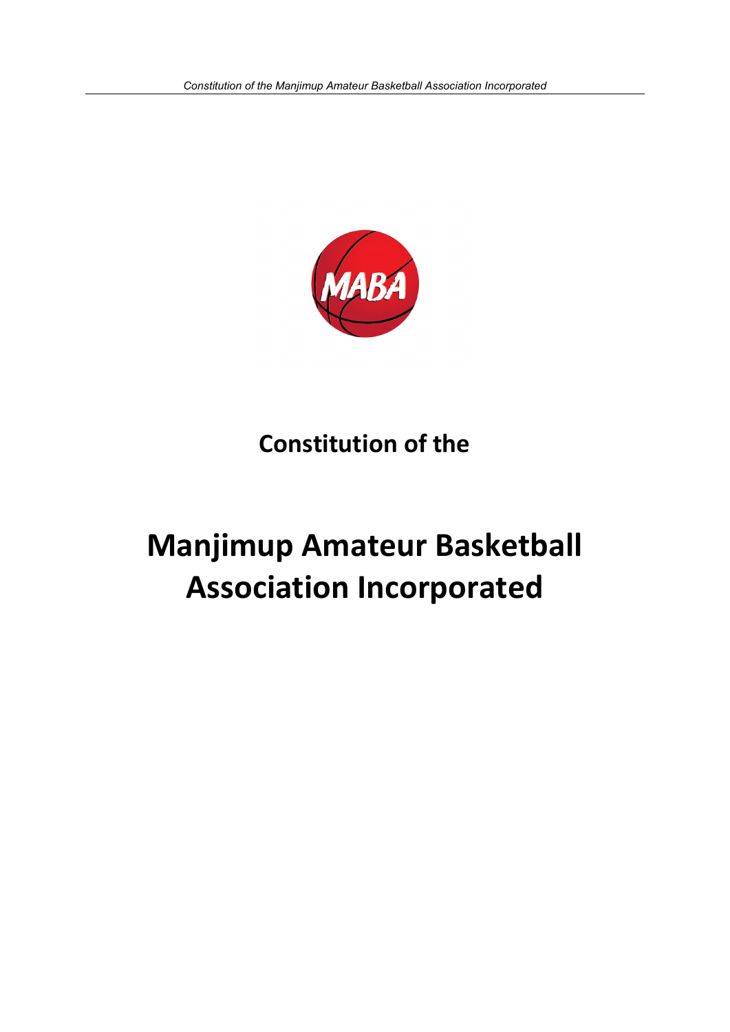Constitution of the

# Manjimup Amateur Basketball Association Incorporated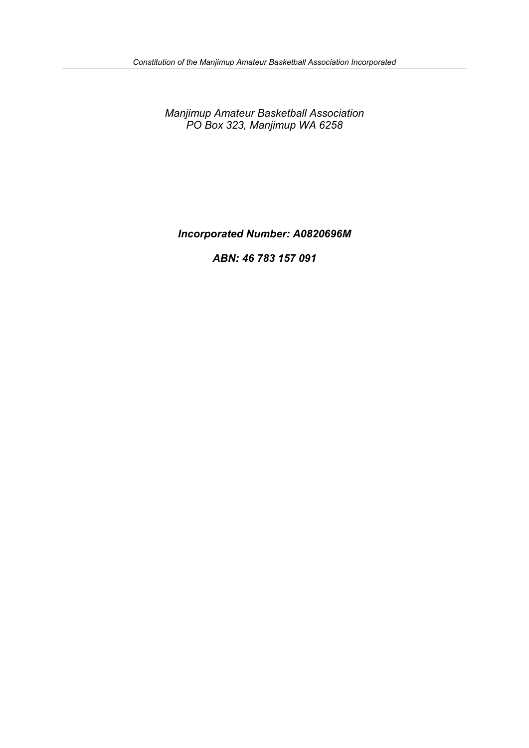*Manjimup Amateur Basketball Association*
*PO Box 323, Manjimup WA 6258*

***Incorporated Number: A0820696M***

***ABN: 46 783 157 091***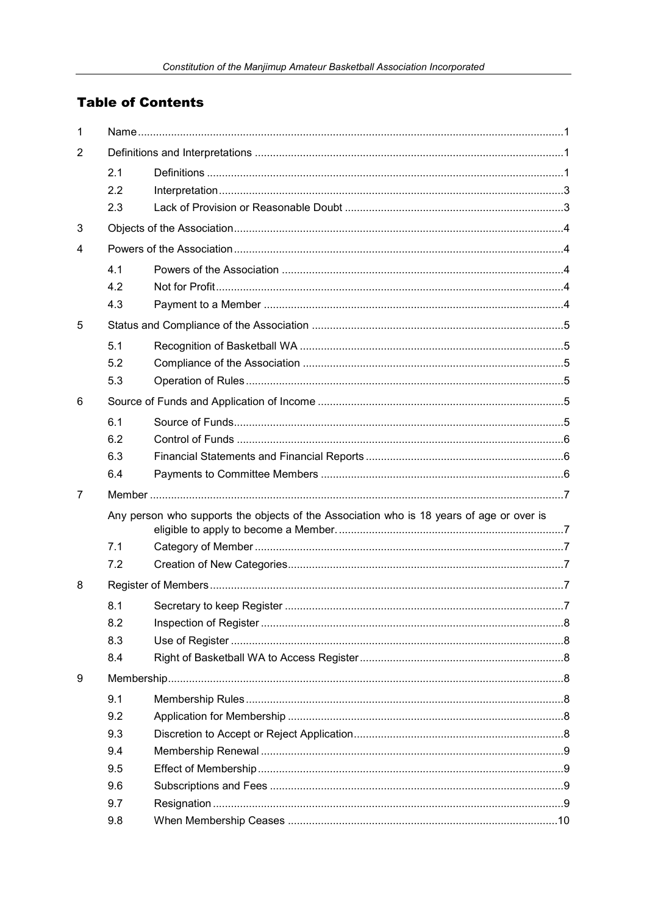## Table of Contents

| | | | |
|---|---|---|---|
| 1 | Name | | 1 |
| 2 | Definitions and Interpretations | | 1 |
| | 2.1 | Definitions | 1 |
| | 2.2 | Interpretation | 3 |
| | 2.3 | Lack of Provision or Reasonable Doubt | 3 |
| 3 | Objects of the Association | | 4 |
| 4 | Powers of the Association | | 4 |
| | 4.1 | Powers of the Association | 4 |
| | 4.2 | Not for Profit | 4 |
| | 4.3 | Payment to a Member | 4 |
| 5 | Status and Compliance of the Association | | 5 |
| | 5.1 | Recognition of Basketball WA | 5 |
| | 5.2 | Compliance of the Association | 5 |
| | 5.3 | Operation of Rules | 5 |
| 6 | Source of Funds and Application of Income | | 5 |
| | 6.1 | Source of Funds | 5 |
| | 6.2 | Control of Funds | 6 |
| | 6.3 | Financial Statements and Financial Reports | 6 |
| | 6.4 | Payments to Committee Members | 6 |
| 7 | Member | | 7 |
| | Any person who supports the objects of the Association who is 18 years of age or over is eligible to apply to become a Member. | | 7 |
| | 7.1 | Category of Member | 7 |
| | 7.2 | Creation of New Categories | 7 |
| 8 | Register of Members | | 7 |
| | 8.1 | Secretary to keep Register | 7 |
| | 8.2 | Inspection of Register | 8 |
| | 8.3 | Use of Register | 8 |
| | 8.4 | Right of Basketball WA to Access Register | 8 |
| 9 | Membership | | 8 |
| | 9.1 | Membership Rules | 8 |
| | 9.2 | Application for Membership | 8 |
| | 9.3 | Discretion to Accept or Reject Application | 8 |
| | 9.4 | Membership Renewal | 9 |
| | 9.5 | Effect of Membership | 9 |
| | 9.6 | Subscriptions and Fees | 9 |
| | 9.7 | Resignation | 9 |
| | 9.8 | When Membership Ceases | 10 |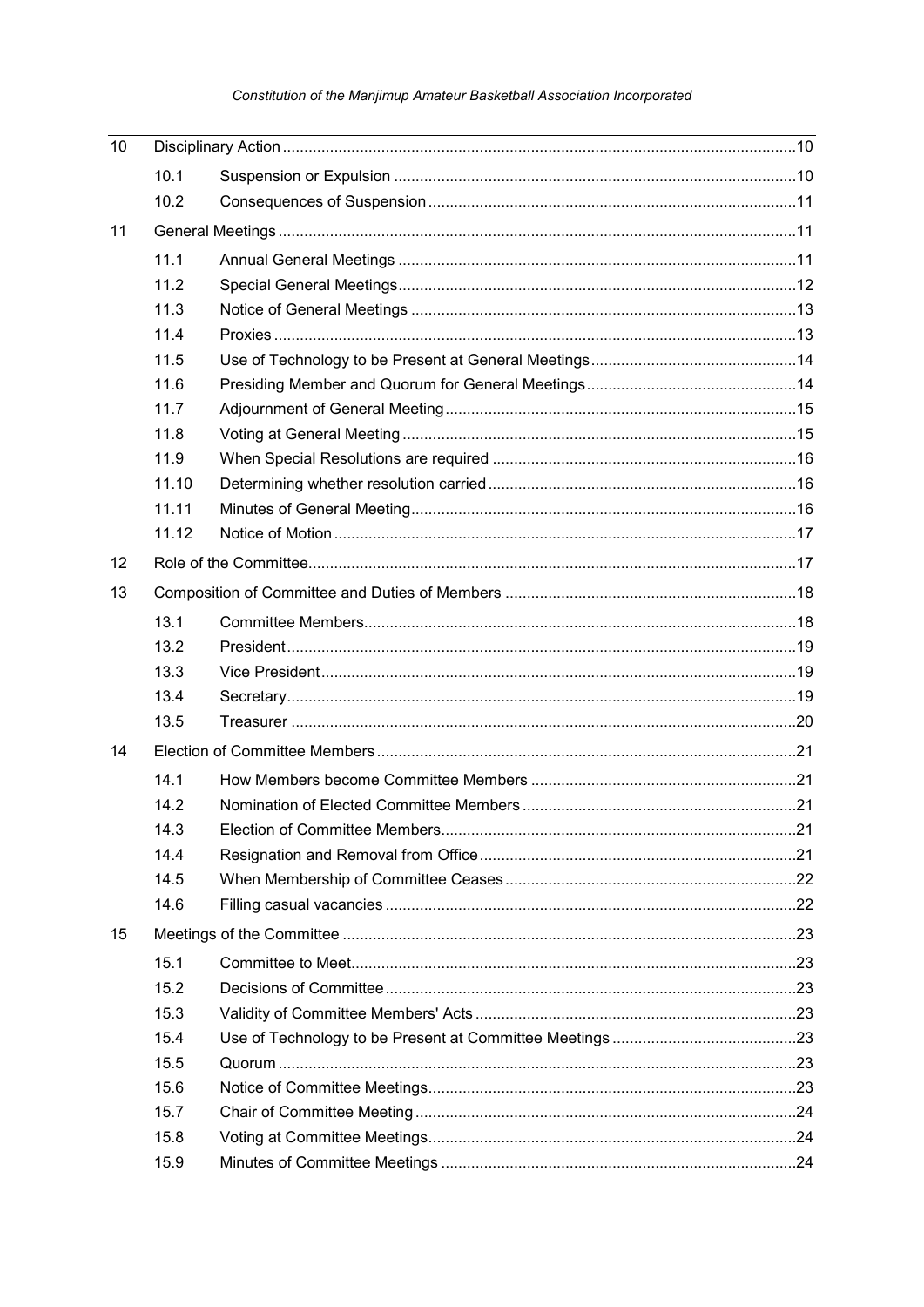| | | | |
|---|---|---|---|
| 10 | Disciplinary Action | | 10 |
| | 10.1 | Suspension or Expulsion | 10 |
| | 10.2 | Consequences of Suspension | 11 |
| 11 | General Meetings | | 11 |
| | 11.1 | Annual General Meetings | 11 |
| | 11.2 | Special General Meetings | 12 |
| | 11.3 | Notice of General Meetings | 13 |
| | 11.4 | Proxies | 13 |
| | 11.5 | Use of Technology to be Present at General Meetings | 14 |
| | 11.6 | Presiding Member and Quorum for General Meetings | 14 |
| | 11.7 | Adjournment of General Meeting | 15 |
| | 11.8 | Voting at General Meeting | 15 |
| | 11.9 | When Special Resolutions are required | 16 |
| | 11.10 | Determining whether resolution carried | 16 |
| | 11.11 | Minutes of General Meeting | 16 |
| | 11.12 | Notice of Motion | 17 |
| 12 | Role of the Committee | | 17 |
| 13 | Composition of Committee and Duties of Members | | 18 |
| | 13.1 | Committee Members | 18 |
| | 13.2 | President | 19 |
| | 13.3 | Vice President | 19 |
| | 13.4 | Secretary | 19 |
| | 13.5 | Treasurer | 20 |
| 14 | Election of Committee Members | | 21 |
| | 14.1 | How Members become Committee Members | 21 |
| | 14.2 | Nomination of Elected Committee Members | 21 |
| | 14.3 | Election of Committee Members | 21 |
| | 14.4 | Resignation and Removal from Office | 21 |
| | 14.5 | When Membership of Committee Ceases | 22 |
| | 14.6 | Filling casual vacancies | 22 |
| 15 | Meetings of the Committee | | 23 |
| | 15.1 | Committee to Meet | 23 |
| | 15.2 | Decisions of Committee | 23 |
| | 15.3 | Validity of Committee Members' Acts | 23 |
| | 15.4 | Use of Technology to be Present at Committee Meetings | 23 |
| | 15.5 | Quorum | 23 |
| | 15.6 | Notice of Committee Meetings | 23 |
| | 15.7 | Chair of Committee Meeting | 24 |
| | 15.8 | Voting at Committee Meetings | 24 |
| | 15.9 | Minutes of Committee Meetings | 24 |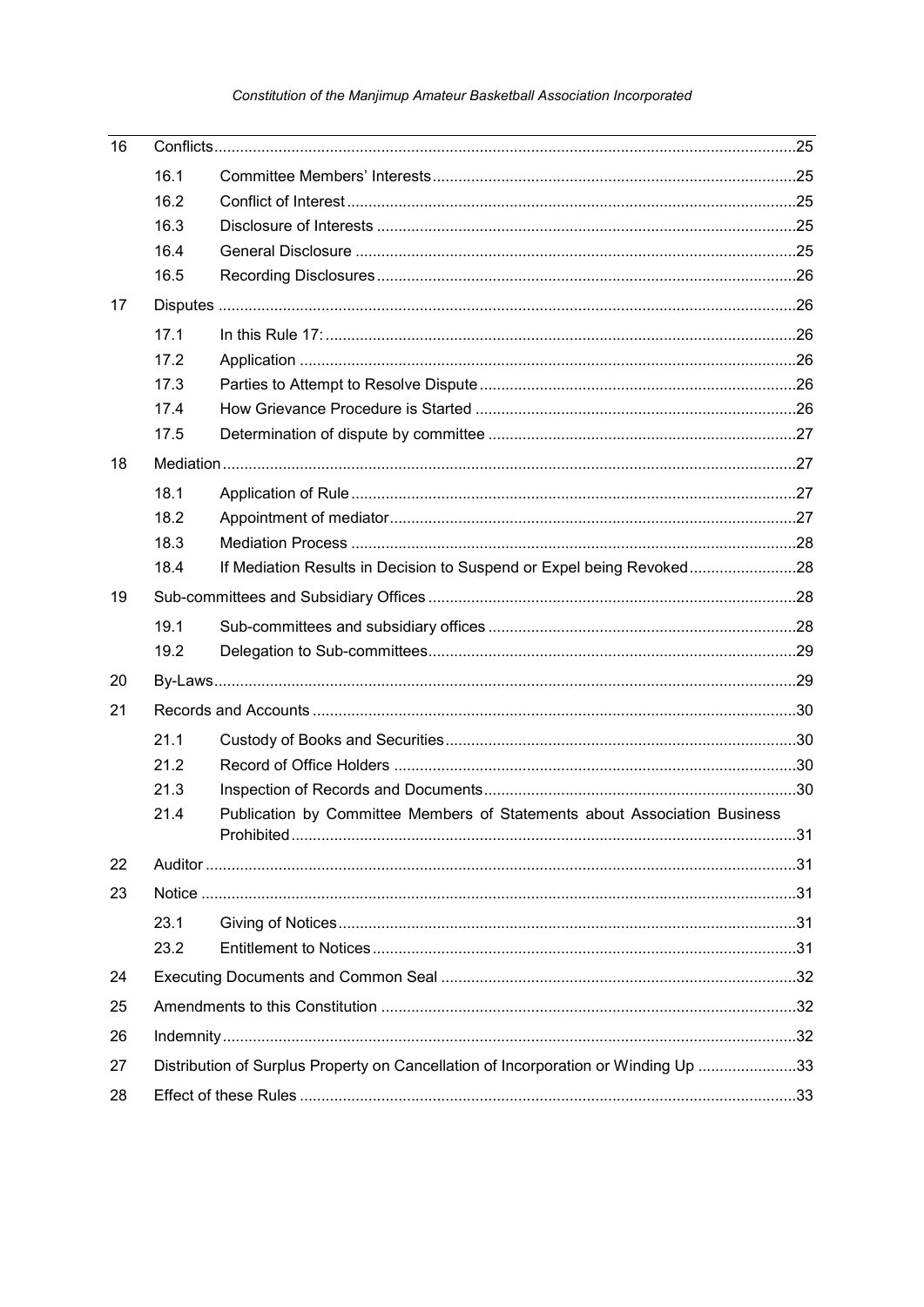| | | | |
|---|---|---|---|
| 16 | Conflicts | | 25 |
| | 16.1 | Committee Members' Interests | 25 |
| | 16.2 | Conflict of Interest | 25 |
| | 16.3 | Disclosure of Interests | 25 |
| | 16.4 | General Disclosure | 25 |
| | 16.5 | Recording Disclosures | 26 |
| 17 | Disputes | | 26 |
| | 17.1 | In this Rule 17: | 26 |
| | 17.2 | Application | 26 |
| | 17.3 | Parties to Attempt to Resolve Dispute | 26 |
| | 17.4 | How Grievance Procedure is Started | 26 |
| | 17.5 | Determination of dispute by committee | 27 |
| 18 | Mediation | | 27 |
| | 18.1 | Application of Rule | 27 |
| | 18.2 | Appointment of mediator | 27 |
| | 18.3 | Mediation Process | 28 |
| | 18.4 | If Mediation Results in Decision to Suspend or Expel being Revoked | 28 |
| 19 | Sub-committees and Subsidiary Offices | | 28 |
| | 19.1 | Sub-committees and subsidiary offices | 28 |
| | 19.2 | Delegation to Sub-committees | 29 |
| 20 | By-Laws | | 29 |
| 21 | Records and Accounts | | 30 |
| | 21.1 | Custody of Books and Securities | 30 |
| | 21.2 | Record of Office Holders | 30 |
| | 21.3 | Inspection of Records and Documents | 30 |
| | 21.4 | Publication by Committee Members of Statements about Association Business Prohibited | 31 |
| 22 | Auditor | | 31 |
| 23 | Notice | | 31 |
| | 23.1 | Giving of Notices | 31 |
| | 23.2 | Entitlement to Notices | 31 |
| 24 | Executing Documents and Common Seal | | 32 |
| 25 | Amendments to this Constitution | | 32 |
| 26 | Indemnity | | 32 |
| 27 | Distribution of Surplus Property on Cancellation of Incorporation or Winding Up | | 33 |
| 28 | Effect of these Rules | | 33 |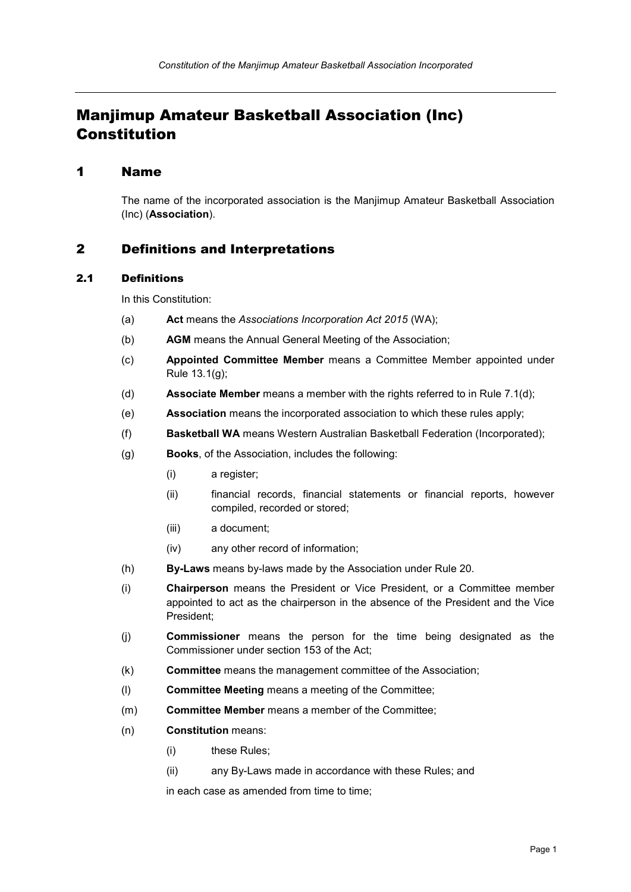# Manjimup Amateur Basketball Association (Inc) Constitution

## 1 Name

The name of the incorporated association is the Manjimup Amateur Basketball Association (Inc) (**Association**).

## 2 Definitions and Interpretations

### 2.1 Definitions

In this Constitution:

(a) **Act** means the *Associations Incorporation Act 2015* (WA);

(b) **AGM** means the Annual General Meeting of the Association;

(c) **Appointed Committee Member** means a Committee Member appointed under Rule 13.1(g);

(d) **Associate Member** means a member with the rights referred to in Rule 7.1(d);

(e) **Association** means the incorporated association to which these rules apply;

(f) **Basketball WA** means Western Australian Basketball Federation (Incorporated);

(g) **Books**, of the Association, includes the following:

  (i) a register;

  (ii) financial records, financial statements or financial reports, however compiled, recorded or stored;

  (iii) a document;

  (iv) any other record of information;

(h) **By-Laws** means by-laws made by the Association under Rule 20.

(i) **Chairperson** means the President or Vice President, or a Committee member appointed to act as the chairperson in the absence of the President and the Vice President;

(j) **Commissioner** means the person for the time being designated as the Commissioner under section 153 of the Act;

(k) **Committee** means the management committee of the Association;

(l) **Committee Meeting** means a meeting of the Committee;

(m) **Committee Member** means a member of the Committee;

(n) **Constitution** means:

  (i) these Rules;

  (ii) any By-Laws made in accordance with these Rules; and

  in each case as amended from time to time;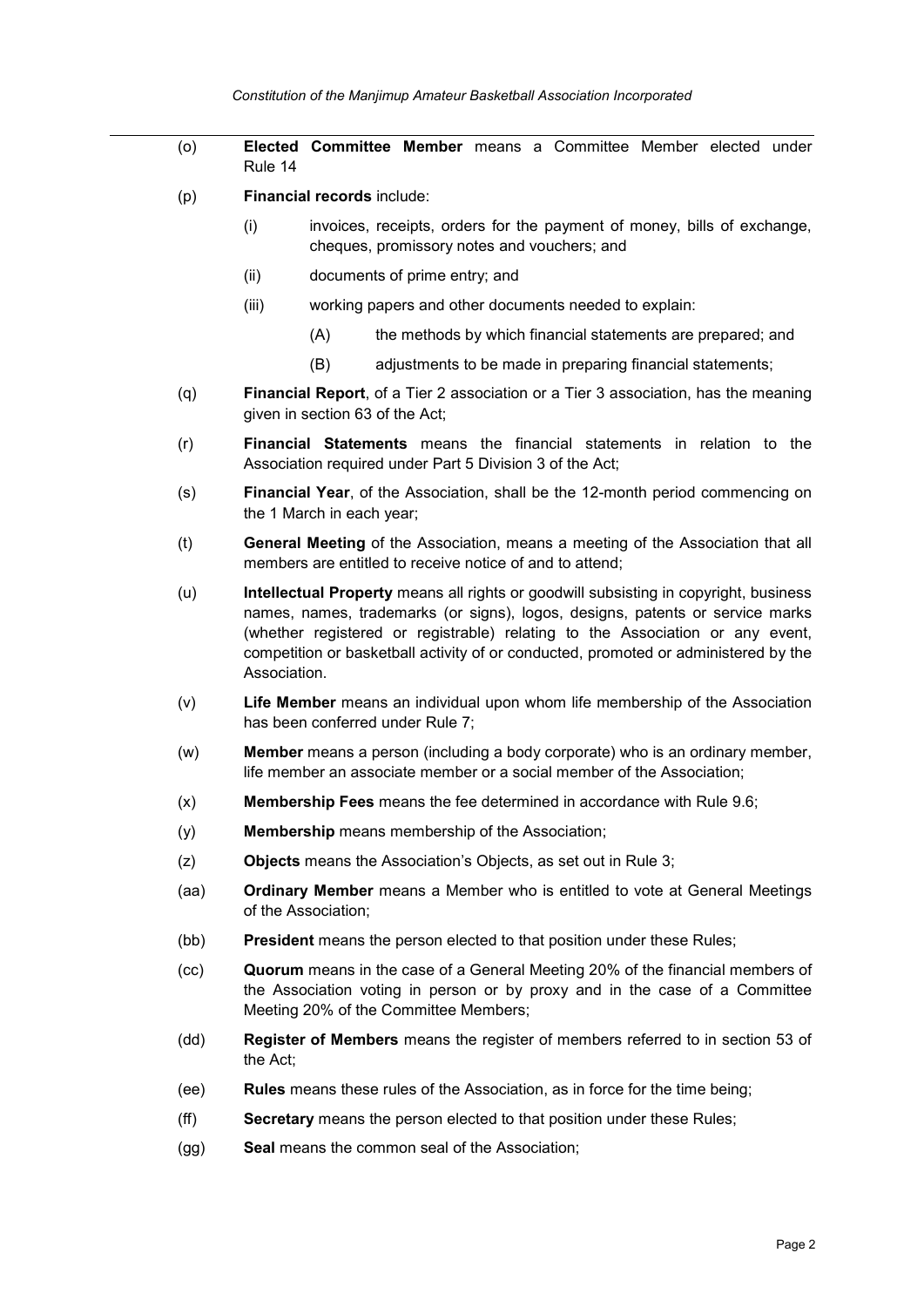(o) **Elected Committee Member** means a Committee Member elected under Rule 14

(p) **Financial records** include:

  (i) invoices, receipts, orders for the payment of money, bills of exchange, cheques, promissory notes and vouchers; and

  (ii) documents of prime entry; and

  (iii) working papers and other documents needed to explain:

    (A) the methods by which financial statements are prepared; and

    (B) adjustments to be made in preparing financial statements;

(q) **Financial Report**, of a Tier 2 association or a Tier 3 association, has the meaning given in section 63 of the Act;

(r) **Financial Statements** means the financial statements in relation to the Association required under Part 5 Division 3 of the Act;

(s) **Financial Year**, of the Association, shall be the 12-month period commencing on the 1 March in each year;

(t) **General Meeting** of the Association, means a meeting of the Association that all members are entitled to receive notice of and to attend;

(u) **Intellectual Property** means all rights or goodwill subsisting in copyright, business names, names, trademarks (or signs), logos, designs, patents or service marks (whether registered or registrable) relating to the Association or any event, competition or basketball activity of or conducted, promoted or administered by the Association.

(v) **Life Member** means an individual upon whom life membership of the Association has been conferred under Rule 7;

(w) **Member** means a person (including a body corporate) who is an ordinary member, life member an associate member or a social member of the Association;

(x) **Membership Fees** means the fee determined in accordance with Rule 9.6;

(y) **Membership** means membership of the Association;

(z) **Objects** means the Association's Objects, as set out in Rule 3;

(aa) **Ordinary Member** means a Member who is entitled to vote at General Meetings of the Association;

(bb) **President** means the person elected to that position under these Rules;

(cc) **Quorum** means in the case of a General Meeting 20% of the financial members of the Association voting in person or by proxy and in the case of a Committee Meeting 20% of the Committee Members;

(dd) **Register of Members** means the register of members referred to in section 53 of the Act;

(ee) **Rules** means these rules of the Association, as in force for the time being;

(ff) **Secretary** means the person elected to that position under these Rules;

(gg) **Seal** means the common seal of the Association;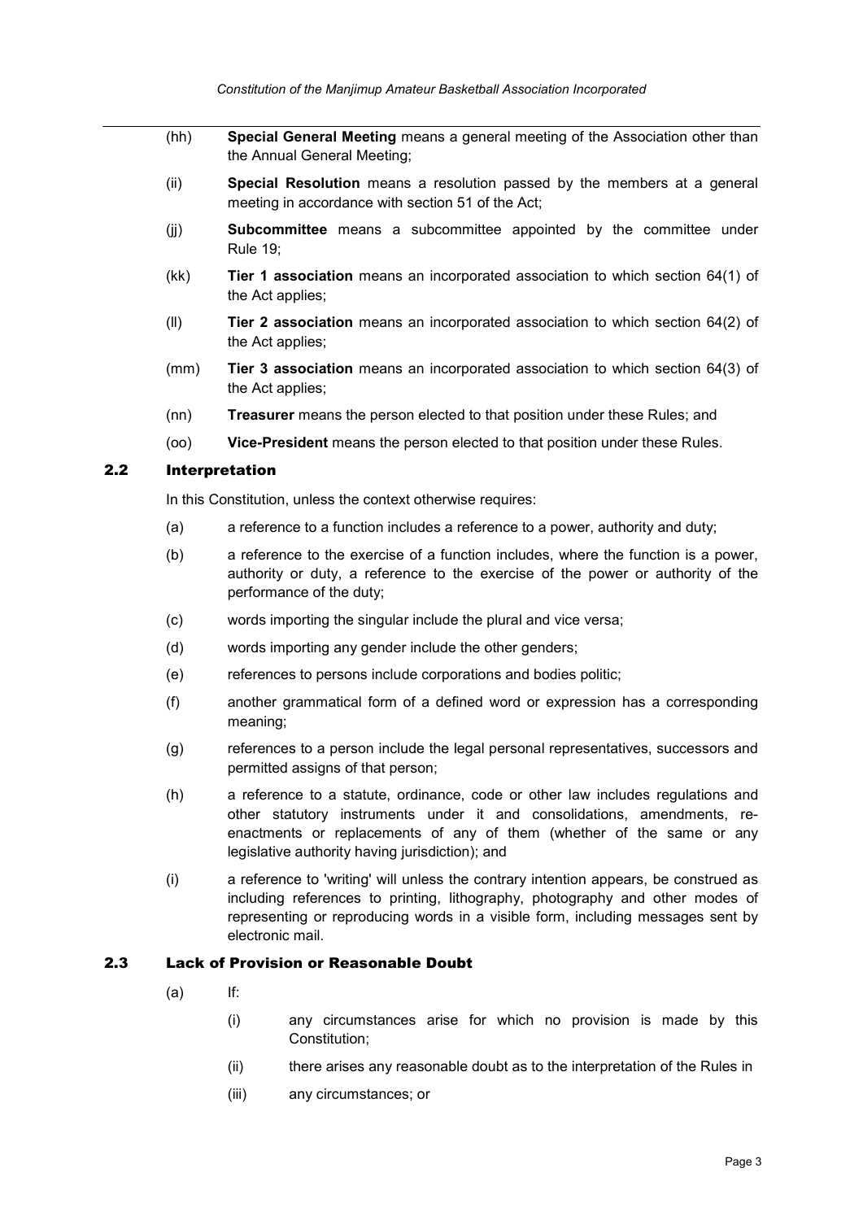(hh) **Special General Meeting** means a general meeting of the Association other than the Annual General Meeting;

(ii) **Special Resolution** means a resolution passed by the members at a general meeting in accordance with section 51 of the Act;

(jj) **Subcommittee** means a subcommittee appointed by the committee under Rule 19;

(kk) **Tier 1 association** means an incorporated association to which section 64(1) of the Act applies;

(ll) **Tier 2 association** means an incorporated association to which section 64(2) of the Act applies;

(mm) **Tier 3 association** means an incorporated association to which section 64(3) of the Act applies;

(nn) **Treasurer** means the person elected to that position under these Rules; and

(oo) **Vice-President** means the person elected to that position under these Rules.

### 2.2 Interpretation

In this Constitution, unless the context otherwise requires:

(a) a reference to a function includes a reference to a power, authority and duty;

(b) a reference to the exercise of a function includes, where the function is a power, authority or duty, a reference to the exercise of the power or authority of the performance of the duty;

(c) words importing the singular include the plural and vice versa;

(d) words importing any gender include the other genders;

(e) references to persons include corporations and bodies politic;

(f) another grammatical form of a defined word or expression has a corresponding meaning;

(g) references to a person include the legal personal representatives, successors and permitted assigns of that person;

(h) a reference to a statute, ordinance, code or other law includes regulations and other statutory instruments under it and consolidations, amendments, re-enactments or replacements of any of them (whether of the same or any legislative authority having jurisdiction); and

(i) a reference to 'writing' will unless the contrary intention appears, be construed as including references to printing, lithography, photography and other modes of representing or reproducing words in a visible form, including messages sent by electronic mail.

### 2.3 Lack of Provision or Reasonable Doubt

(a) If:

(i) any circumstances arise for which no provision is made by this Constitution;

(ii) there arises any reasonable doubt as to the interpretation of the Rules in

(iii) any circumstances; or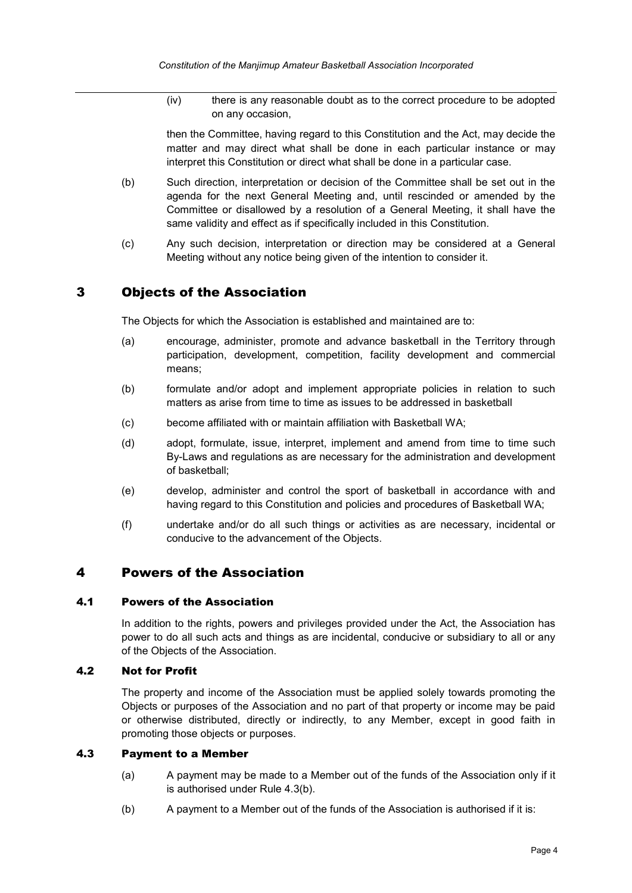(iv) there is any reasonable doubt as to the correct procedure to be adopted on any occasion,

then the Committee, having regard to this Constitution and the Act, may decide the matter and may direct what shall be done in each particular instance or may interpret this Constitution or direct what shall be done in a particular case.

(b) Such direction, interpretation or decision of the Committee shall be set out in the agenda for the next General Meeting and, until rescinded or amended by the Committee or disallowed by a resolution of a General Meeting, it shall have the same validity and effect as if specifically included in this Constitution.

(c) Any such decision, interpretation or direction may be considered at a General Meeting without any notice being given of the intention to consider it.

# 3 Objects of the Association

The Objects for which the Association is established and maintained are to:

(a) encourage, administer, promote and advance basketball in the Territory through participation, development, competition, facility development and commercial means;

(b) formulate and/or adopt and implement appropriate policies in relation to such matters as arise from time to time as issues to be addressed in basketball

(c) become affiliated with or maintain affiliation with Basketball WA;

(d) adopt, formulate, issue, interpret, implement and amend from time to time such By-Laws and regulations as are necessary for the administration and development of basketball;

(e) develop, administer and control the sport of basketball in accordance with and having regard to this Constitution and policies and procedures of Basketball WA;

(f) undertake and/or do all such things or activities as are necessary, incidental or conducive to the advancement of the Objects.

# 4 Powers of the Association

## 4.1 Powers of the Association

In addition to the rights, powers and privileges provided under the Act, the Association has power to do all such acts and things as are incidental, conducive or subsidiary to all or any of the Objects of the Association.

## 4.2 Not for Profit

The property and income of the Association must be applied solely towards promoting the Objects or purposes of the Association and no part of that property or income may be paid or otherwise distributed, directly or indirectly, to any Member, except in good faith in promoting those objects or purposes.

## 4.3 Payment to a Member

(a) A payment may be made to a Member out of the funds of the Association only if it is authorised under Rule 4.3(b).

(b) A payment to a Member out of the funds of the Association is authorised if it is: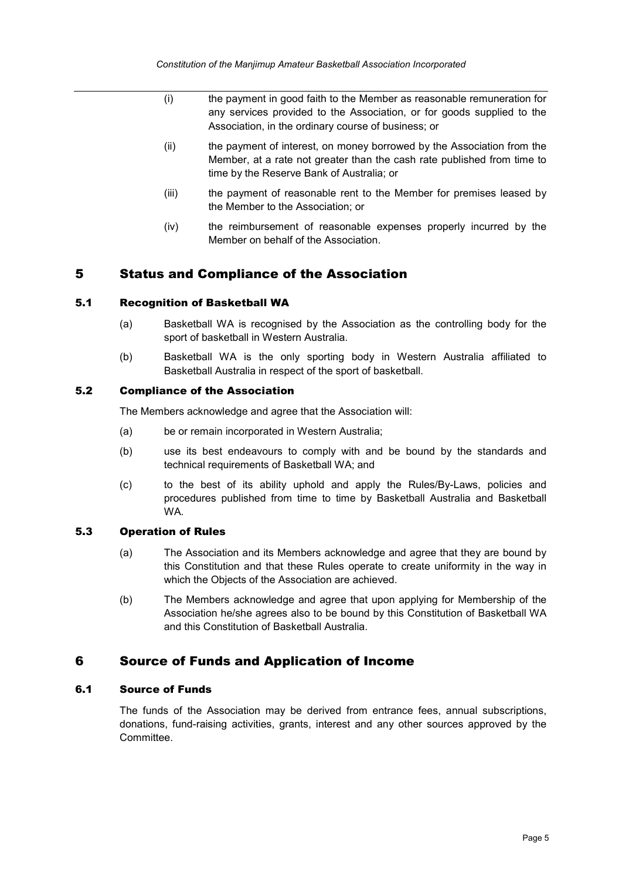(i) the payment in good faith to the Member as reasonable remuneration for any services provided to the Association, or for goods supplied to the Association, in the ordinary course of business; or

(ii) the payment of interest, on money borrowed by the Association from the Member, at a rate not greater than the cash rate published from time to time by the Reserve Bank of Australia; or

(iii) the payment of reasonable rent to the Member for premises leased by the Member to the Association; or

(iv) the reimbursement of reasonable expenses properly incurred by the Member on behalf of the Association.

# 5 Status and Compliance of the Association

## 5.1 Recognition of Basketball WA

(a) Basketball WA is recognised by the Association as the controlling body for the sport of basketball in Western Australia.

(b) Basketball WA is the only sporting body in Western Australia affiliated to Basketball Australia in respect of the sport of basketball.

## 5.2 Compliance of the Association

The Members acknowledge and agree that the Association will:

(a) be or remain incorporated in Western Australia;

(b) use its best endeavours to comply with and be bound by the standards and technical requirements of Basketball WA; and

(c) to the best of its ability uphold and apply the Rules/By-Laws, policies and procedures published from time to time by Basketball Australia and Basketball WA.

## 5.3 Operation of Rules

(a) The Association and its Members acknowledge and agree that they are bound by this Constitution and that these Rules operate to create uniformity in the way in which the Objects of the Association are achieved.

(b) The Members acknowledge and agree that upon applying for Membership of the Association he/she agrees also to be bound by this Constitution of Basketball WA and this Constitution of Basketball Australia.

# 6 Source of Funds and Application of Income

## 6.1 Source of Funds

The funds of the Association may be derived from entrance fees, annual subscriptions, donations, fund-raising activities, grants, interest and any other sources approved by the Committee.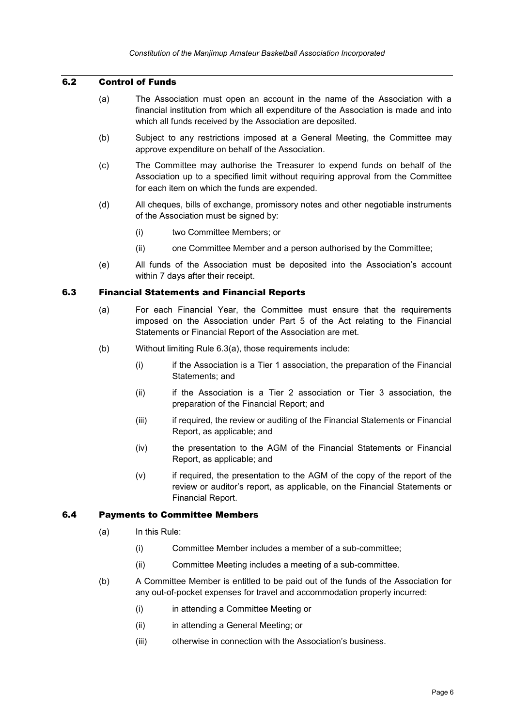### 6.2 Control of Funds

(a) The Association must open an account in the name of the Association with a financial institution from which all expenditure of the Association is made and into which all funds received by the Association are deposited.

(b) Subject to any restrictions imposed at a General Meeting, the Committee may approve expenditure on behalf of the Association.

(c) The Committee may authorise the Treasurer to expend funds on behalf of the Association up to a specified limit without requiring approval from the Committee for each item on which the funds are expended.

(d) All cheques, bills of exchange, promissory notes and other negotiable instruments of the Association must be signed by:

- (i) two Committee Members; or
- (ii) one Committee Member and a person authorised by the Committee;

(e) All funds of the Association must be deposited into the Association's account within 7 days after their receipt.

### 6.3 Financial Statements and Financial Reports

(a) For each Financial Year, the Committee must ensure that the requirements imposed on the Association under Part 5 of the Act relating to the Financial Statements or Financial Report of the Association are met.

(b) Without limiting Rule 6.3(a), those requirements include:

- (i) if the Association is a Tier 1 association, the preparation of the Financial Statements; and
- (ii) if the Association is a Tier 2 association or Tier 3 association, the preparation of the Financial Report; and
- (iii) if required, the review or auditing of the Financial Statements or Financial Report, as applicable; and
- (iv) the presentation to the AGM of the Financial Statements or Financial Report, as applicable; and
- (v) if required, the presentation to the AGM of the copy of the report of the review or auditor's report, as applicable, on the Financial Statements or Financial Report.

### 6.4 Payments to Committee Members

(a) In this Rule:

- (i) Committee Member includes a member of a sub-committee;
- (ii) Committee Meeting includes a meeting of a sub-committee.

(b) A Committee Member is entitled to be paid out of the funds of the Association for any out-of-pocket expenses for travel and accommodation properly incurred:

- (i) in attending a Committee Meeting or
- (ii) in attending a General Meeting; or
- (iii) otherwise in connection with the Association's business.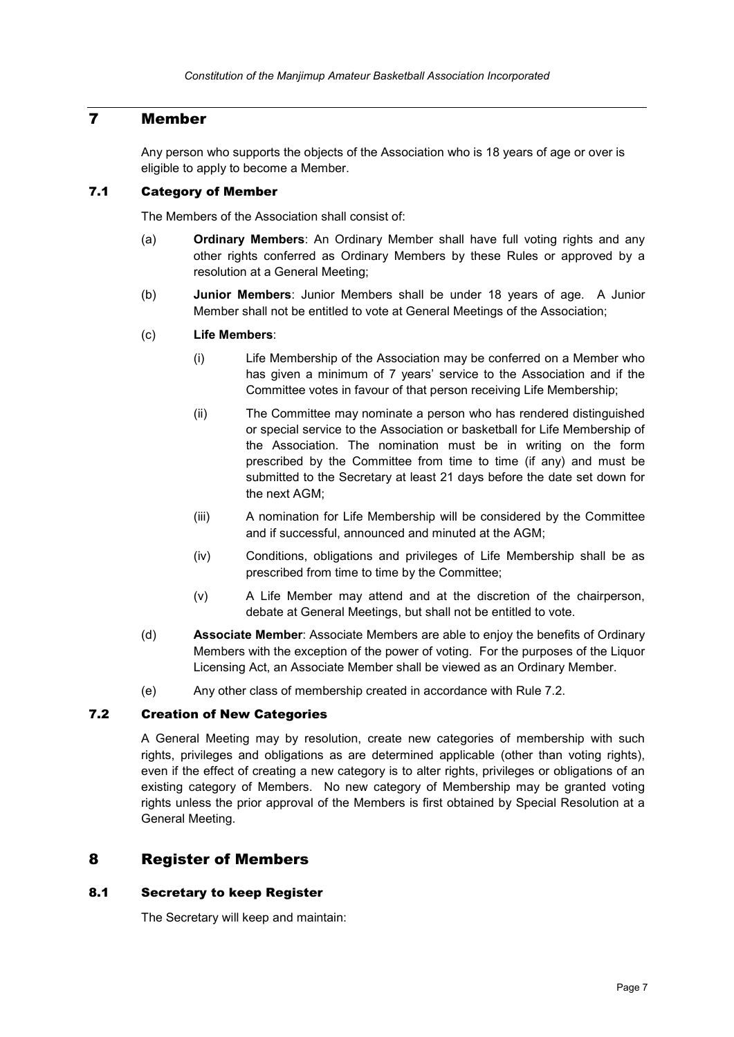# 7 Member

Any person who supports the objects of the Association who is 18 years of age or over is eligible to apply to become a Member.

## 7.1 Category of Member

The Members of the Association shall consist of:

(a) **Ordinary Members**: An Ordinary Member shall have full voting rights and any other rights conferred as Ordinary Members by these Rules or approved by a resolution at a General Meeting;

(b) **Junior Members**: Junior Members shall be under 18 years of age. A Junior Member shall not be entitled to vote at General Meetings of the Association;

(c) **Life Members**:

(i) Life Membership of the Association may be conferred on a Member who has given a minimum of 7 years' service to the Association and if the Committee votes in favour of that person receiving Life Membership;

(ii) The Committee may nominate a person who has rendered distinguished or special service to the Association or basketball for Life Membership of the Association. The nomination must be in writing on the form prescribed by the Committee from time to time (if any) and must be submitted to the Secretary at least 21 days before the date set down for the next AGM;

(iii) A nomination for Life Membership will be considered by the Committee and if successful, announced and minuted at the AGM;

(iv) Conditions, obligations and privileges of Life Membership shall be as prescribed from time to time by the Committee;

(v) A Life Member may attend and at the discretion of the chairperson, debate at General Meetings, but shall not be entitled to vote.

(d) **Associate Member**: Associate Members are able to enjoy the benefits of Ordinary Members with the exception of the power of voting. For the purposes of the Liquor Licensing Act, an Associate Member shall be viewed as an Ordinary Member.

(e) Any other class of membership created in accordance with Rule 7.2.

## 7.2 Creation of New Categories

A General Meeting may by resolution, create new categories of membership with such rights, privileges and obligations as are determined applicable (other than voting rights), even if the effect of creating a new category is to alter rights, privileges or obligations of an existing category of Members. No new category of Membership may be granted voting rights unless the prior approval of the Members is first obtained by Special Resolution at a General Meeting.

# 8 Register of Members

## 8.1 Secretary to keep Register

The Secretary will keep and maintain: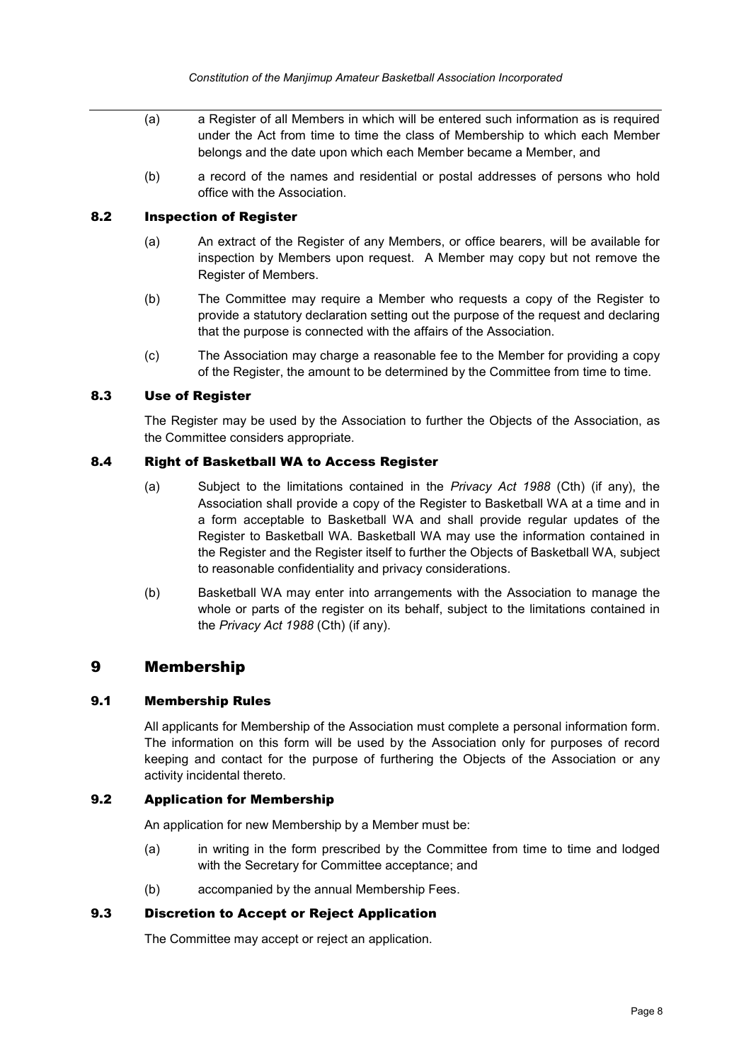(a) a Register of all Members in which will be entered such information as is required under the Act from time to time the class of Membership to which each Member belongs and the date upon which each Member became a Member, and

(b) a record of the names and residential or postal addresses of persons who hold office with the Association.

### 8.2 Inspection of Register

(a) An extract of the Register of any Members, or office bearers, will be available for inspection by Members upon request. A Member may copy but not remove the Register of Members.

(b) The Committee may require a Member who requests a copy of the Register to provide a statutory declaration setting out the purpose of the request and declaring that the purpose is connected with the affairs of the Association.

(c) The Association may charge a reasonable fee to the Member for providing a copy of the Register, the amount to be determined by the Committee from time to time.

### 8.3 Use of Register

The Register may be used by the Association to further the Objects of the Association, as the Committee considers appropriate.

### 8.4 Right of Basketball WA to Access Register

(a) Subject to the limitations contained in the *Privacy Act 1988* (Cth) (if any), the Association shall provide a copy of the Register to Basketball WA at a time and in a form acceptable to Basketball WA and shall provide regular updates of the Register to Basketball WA. Basketball WA may use the information contained in the Register and the Register itself to further the Objects of Basketball WA, subject to reasonable confidentiality and privacy considerations.

(b) Basketball WA may enter into arrangements with the Association to manage the whole or parts of the register on its behalf, subject to the limitations contained in the *Privacy Act 1988* (Cth) (if any).

## 9 Membership

### 9.1 Membership Rules

All applicants for Membership of the Association must complete a personal information form. The information on this form will be used by the Association only for purposes of record keeping and contact for the purpose of furthering the Objects of the Association or any activity incidental thereto.

### 9.2 Application for Membership

An application for new Membership by a Member must be:

(a) in writing in the form prescribed by the Committee from time to time and lodged with the Secretary for Committee acceptance; and

(b) accompanied by the annual Membership Fees.

### 9.3 Discretion to Accept or Reject Application

The Committee may accept or reject an application.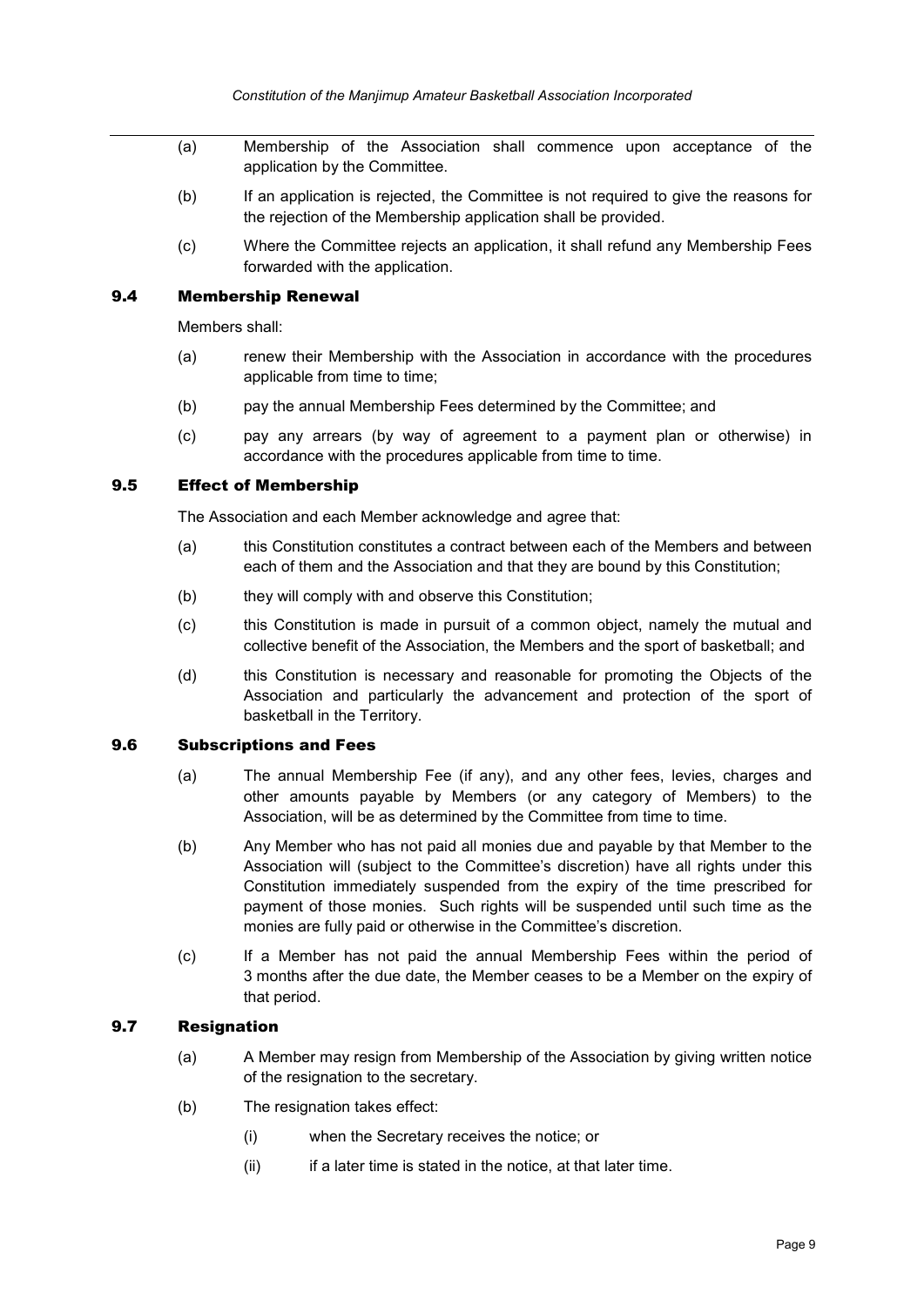(a) Membership of the Association shall commence upon acceptance of the application by the Committee.

(b) If an application is rejected, the Committee is not required to give the reasons for the rejection of the Membership application shall be provided.

(c) Where the Committee rejects an application, it shall refund any Membership Fees forwarded with the application.

### 9.4 Membership Renewal

Members shall:

(a) renew their Membership with the Association in accordance with the procedures applicable from time to time;

(b) pay the annual Membership Fees determined by the Committee; and

(c) pay any arrears (by way of agreement to a payment plan or otherwise) in accordance with the procedures applicable from time to time.

### 9.5 Effect of Membership

The Association and each Member acknowledge and agree that:

(a) this Constitution constitutes a contract between each of the Members and between each of them and the Association and that they are bound by this Constitution;

(b) they will comply with and observe this Constitution;

(c) this Constitution is made in pursuit of a common object, namely the mutual and collective benefit of the Association, the Members and the sport of basketball; and

(d) this Constitution is necessary and reasonable for promoting the Objects of the Association and particularly the advancement and protection of the sport of basketball in the Territory.

### 9.6 Subscriptions and Fees

(a) The annual Membership Fee (if any), and any other fees, levies, charges and other amounts payable by Members (or any category of Members) to the Association, will be as determined by the Committee from time to time.

(b) Any Member who has not paid all monies due and payable by that Member to the Association will (subject to the Committee's discretion) have all rights under this Constitution immediately suspended from the expiry of the time prescribed for payment of those monies. Such rights will be suspended until such time as the monies are fully paid or otherwise in the Committee's discretion.

(c) If a Member has not paid the annual Membership Fees within the period of 3 months after the due date, the Member ceases to be a Member on the expiry of that period.

### 9.7 Resignation

(a) A Member may resign from Membership of the Association by giving written notice of the resignation to the secretary.

(b) The resignation takes effect:

   (i) when the Secretary receives the notice; or

   (ii) if a later time is stated in the notice, at that later time.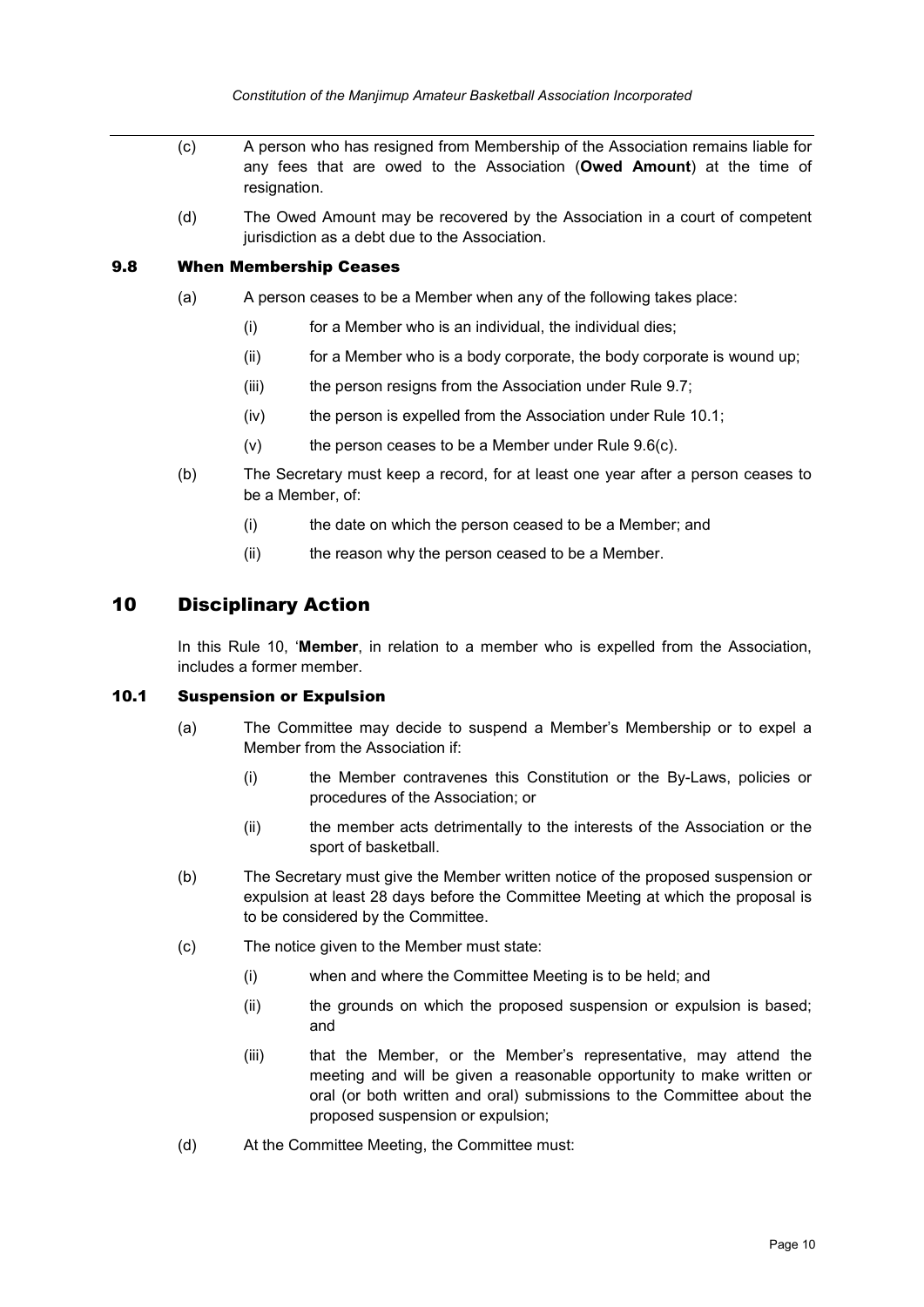(c) A person who has resigned from Membership of the Association remains liable for any fees that are owed to the Association (**Owed Amount**) at the time of resignation.

(d) The Owed Amount may be recovered by the Association in a court of competent jurisdiction as a debt due to the Association.

### 9.8 When Membership Ceases

(a) A person ceases to be a Member when any of the following takes place:

   (i) for a Member who is an individual, the individual dies;

   (ii) for a Member who is a body corporate, the body corporate is wound up;

   (iii) the person resigns from the Association under Rule 9.7;

   (iv) the person is expelled from the Association under Rule 10.1;

   (v) the person ceases to be a Member under Rule 9.6(c).

(b) The Secretary must keep a record, for at least one year after a person ceases to be a Member, of:

   (i) the date on which the person ceased to be a Member; and

   (ii) the reason why the person ceased to be a Member.

## 10 Disciplinary Action

In this Rule 10, '**Member**, in relation to a member who is expelled from the Association, includes a former member.

### 10.1 Suspension or Expulsion

(a) The Committee may decide to suspend a Member's Membership or to expel a Member from the Association if:

   (i) the Member contravenes this Constitution or the By-Laws, policies or procedures of the Association; or

   (ii) the member acts detrimentally to the interests of the Association or the sport of basketball.

(b) The Secretary must give the Member written notice of the proposed suspension or expulsion at least 28 days before the Committee Meeting at which the proposal is to be considered by the Committee.

(c) The notice given to the Member must state:

   (i) when and where the Committee Meeting is to be held; and

   (ii) the grounds on which the proposed suspension or expulsion is based; and

   (iii) that the Member, or the Member's representative, may attend the meeting and will be given a reasonable opportunity to make written or oral (or both written and oral) submissions to the Committee about the proposed suspension or expulsion;

(d) At the Committee Meeting, the Committee must: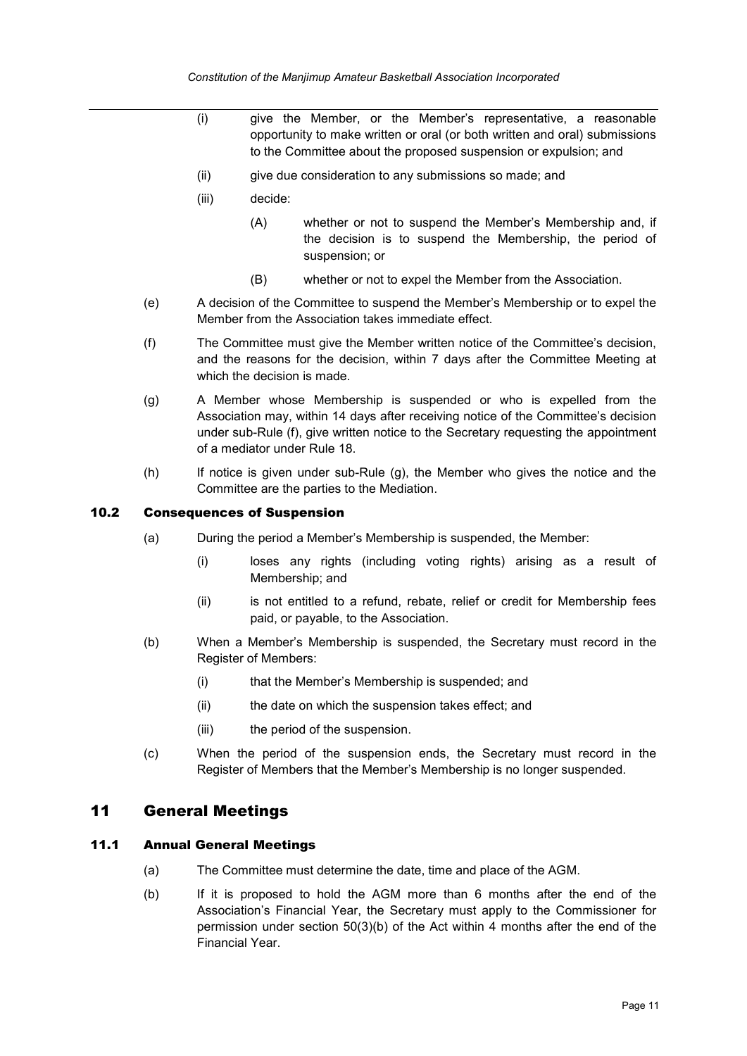(i) give the Member, or the Member's representative, a reasonable opportunity to make written or oral (or both written and oral) submissions to the Committee about the proposed suspension or expulsion; and

(ii) give due consideration to any submissions so made; and

(iii) decide:

(A) whether or not to suspend the Member's Membership and, if the decision is to suspend the Membership, the period of suspension; or

(B) whether or not to expel the Member from the Association.

(e) A decision of the Committee to suspend the Member's Membership or to expel the Member from the Association takes immediate effect.

(f) The Committee must give the Member written notice of the Committee's decision, and the reasons for the decision, within 7 days after the Committee Meeting at which the decision is made.

(g) A Member whose Membership is suspended or who is expelled from the Association may, within 14 days after receiving notice of the Committee's decision under sub-Rule (f), give written notice to the Secretary requesting the appointment of a mediator under Rule 18.

(h) If notice is given under sub-Rule (g), the Member who gives the notice and the Committee are the parties to the Mediation.

### 10.2 Consequences of Suspension

(a) During the period a Member's Membership is suspended, the Member:

(i) loses any rights (including voting rights) arising as a result of Membership; and

(ii) is not entitled to a refund, rebate, relief or credit for Membership fees paid, or payable, to the Association.

(b) When a Member's Membership is suspended, the Secretary must record in the Register of Members:

(i) that the Member's Membership is suspended; and

(ii) the date on which the suspension takes effect; and

(iii) the period of the suspension.

(c) When the period of the suspension ends, the Secretary must record in the Register of Members that the Member's Membership is no longer suspended.

## 11 General Meetings

### 11.1 Annual General Meetings

(a) The Committee must determine the date, time and place of the AGM.

(b) If it is proposed to hold the AGM more than 6 months after the end of the Association's Financial Year, the Secretary must apply to the Commissioner for permission under section 50(3)(b) of the Act within 4 months after the end of the Financial Year.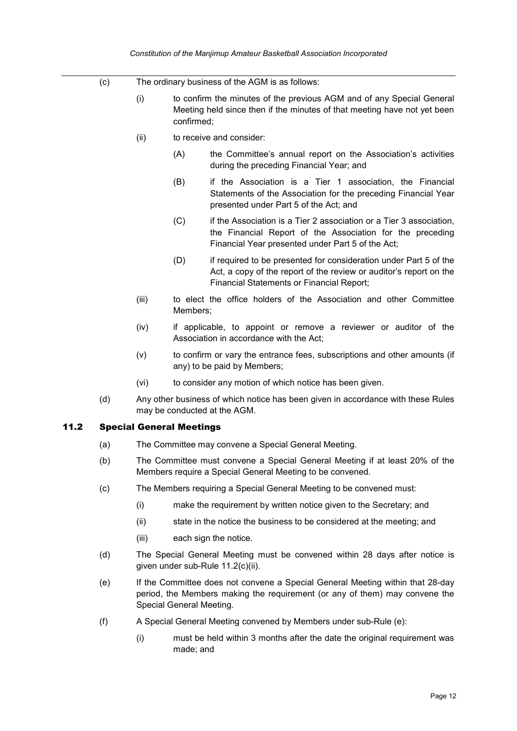(c) The ordinary business of the AGM is as follows:

- (i) to confirm the minutes of the previous AGM and of any Special General Meeting held since then if the minutes of that meeting have not yet been confirmed;
- (ii) to receive and consider:
  - (A) the Committee's annual report on the Association's activities during the preceding Financial Year; and
  - (B) if the Association is a Tier 1 association, the Financial Statements of the Association for the preceding Financial Year presented under Part 5 of the Act; and
  - (C) if the Association is a Tier 2 association or a Tier 3 association, the Financial Report of the Association for the preceding Financial Year presented under Part 5 of the Act;
  - (D) if required to be presented for consideration under Part 5 of the Act, a copy of the report of the review or auditor's report on the Financial Statements or Financial Report;
- (iii) to elect the office holders of the Association and other Committee Members;
- (iv) if applicable, to appoint or remove a reviewer or auditor of the Association in accordance with the Act;
- (v) to confirm or vary the entrance fees, subscriptions and other amounts (if any) to be paid by Members;
- (vi) to consider any motion of which notice has been given.

(d) Any other business of which notice has been given in accordance with these Rules may be conducted at the AGM.

## 11.2 Special General Meetings

(a) The Committee may convene a Special General Meeting.

(b) The Committee must convene a Special General Meeting if at least 20% of the Members require a Special General Meeting to be convened.

(c) The Members requiring a Special General Meeting to be convened must:

- (i) make the requirement by written notice given to the Secretary; and
- (ii) state in the notice the business to be considered at the meeting; and
- (iii) each sign the notice.

(d) The Special General Meeting must be convened within 28 days after notice is given under sub-Rule 11.2(c)(ii).

(e) If the Committee does not convene a Special General Meeting within that 28-day period, the Members making the requirement (or any of them) may convene the Special General Meeting.

(f) A Special General Meeting convened by Members under sub-Rule (e):

- (i) must be held within 3 months after the date the original requirement was made; and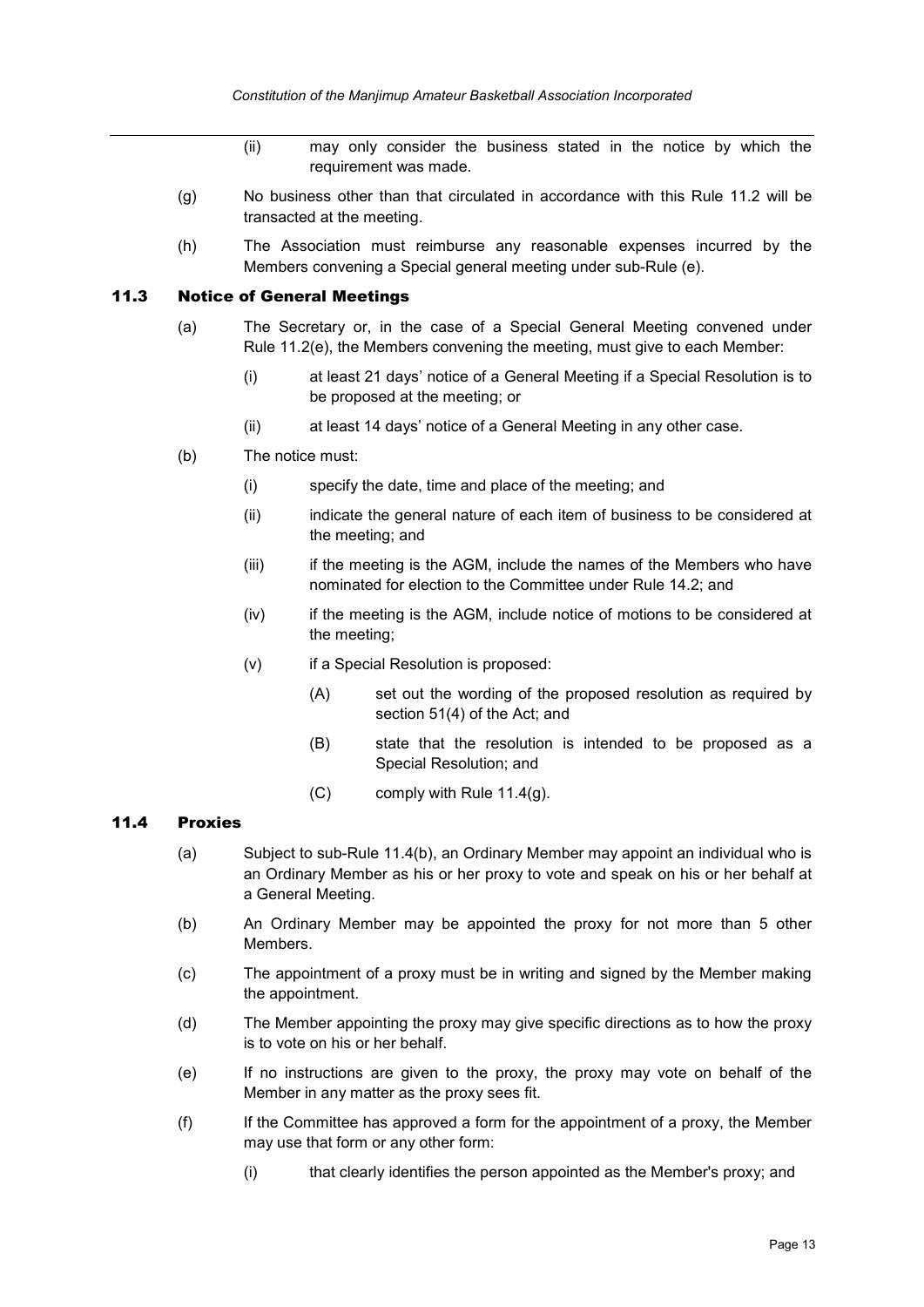(ii) may only consider the business stated in the notice by which the requirement was made.

(g) No business other than that circulated in accordance with this Rule 11.2 will be transacted at the meeting.

(h) The Association must reimburse any reasonable expenses incurred by the Members convening a Special general meeting under sub-Rule (e).

### 11.3 Notice of General Meetings

(a) The Secretary or, in the case of a Special General Meeting convened under Rule 11.2(e), the Members convening the meeting, must give to each Member:

- (i) at least 21 days' notice of a General Meeting if a Special Resolution is to be proposed at the meeting; or
- (ii) at least 14 days' notice of a General Meeting in any other case.

(b) The notice must:

- (i) specify the date, time and place of the meeting; and
- (ii) indicate the general nature of each item of business to be considered at the meeting; and
- (iii) if the meeting is the AGM, include the names of the Members who have nominated for election to the Committee under Rule 14.2; and
- (iv) if the meeting is the AGM, include notice of motions to be considered at the meeting;
- (v) if a Special Resolution is proposed:
  - (A) set out the wording of the proposed resolution as required by section 51(4) of the Act; and
  - (B) state that the resolution is intended to be proposed as a Special Resolution; and
  - (C) comply with Rule 11.4(g).

### 11.4 Proxies

(a) Subject to sub-Rule 11.4(b), an Ordinary Member may appoint an individual who is an Ordinary Member as his or her proxy to vote and speak on his or her behalf at a General Meeting.

(b) An Ordinary Member may be appointed the proxy for not more than 5 other Members.

(c) The appointment of a proxy must be in writing and signed by the Member making the appointment.

(d) The Member appointing the proxy may give specific directions as to how the proxy is to vote on his or her behalf.

(e) If no instructions are given to the proxy, the proxy may vote on behalf of the Member in any matter as the proxy sees fit.

(f) If the Committee has approved a form for the appointment of a proxy, the Member may use that form or any other form:

- (i) that clearly identifies the person appointed as the Member's proxy; and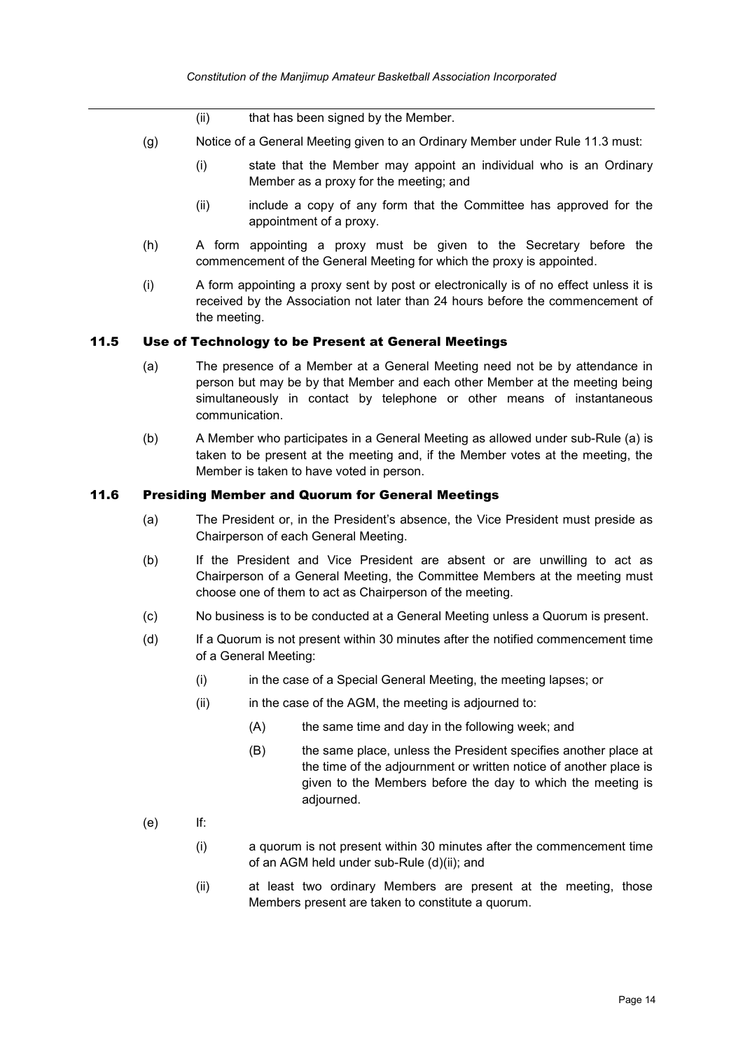(ii) that has been signed by the Member.

(g) Notice of a General Meeting given to an Ordinary Member under Rule 11.3 must:

(i) state that the Member may appoint an individual who is an Ordinary Member as a proxy for the meeting; and

(ii) include a copy of any form that the Committee has approved for the appointment of a proxy.

(h) A form appointing a proxy must be given to the Secretary before the commencement of the General Meeting for which the proxy is appointed.

(i) A form appointing a proxy sent by post or electronically is of no effect unless it is received by the Association not later than 24 hours before the commencement of the meeting.

### 11.5 Use of Technology to be Present at General Meetings

(a) The presence of a Member at a General Meeting need not be by attendance in person but may be by that Member and each other Member at the meeting being simultaneously in contact by telephone or other means of instantaneous communication.

(b) A Member who participates in a General Meeting as allowed under sub-Rule (a) is taken to be present at the meeting and, if the Member votes at the meeting, the Member is taken to have voted in person.

### 11.6 Presiding Member and Quorum for General Meetings

(a) The President or, in the President's absence, the Vice President must preside as Chairperson of each General Meeting.

(b) If the President and Vice President are absent or are unwilling to act as Chairperson of a General Meeting, the Committee Members at the meeting must choose one of them to act as Chairperson of the meeting.

(c) No business is to be conducted at a General Meeting unless a Quorum is present.

(d) If a Quorum is not present within 30 minutes after the notified commencement time of a General Meeting:

(i) in the case of a Special General Meeting, the meeting lapses; or

(ii) in the case of the AGM, the meeting is adjourned to:

(A) the same time and day in the following week; and

(B) the same place, unless the President specifies another place at the time of the adjournment or written notice of another place is given to the Members before the day to which the meeting is adjourned.

(e) If:

(i) a quorum is not present within 30 minutes after the commencement time of an AGM held under sub-Rule (d)(ii); and

(ii) at least two ordinary Members are present at the meeting, those Members present are taken to constitute a quorum.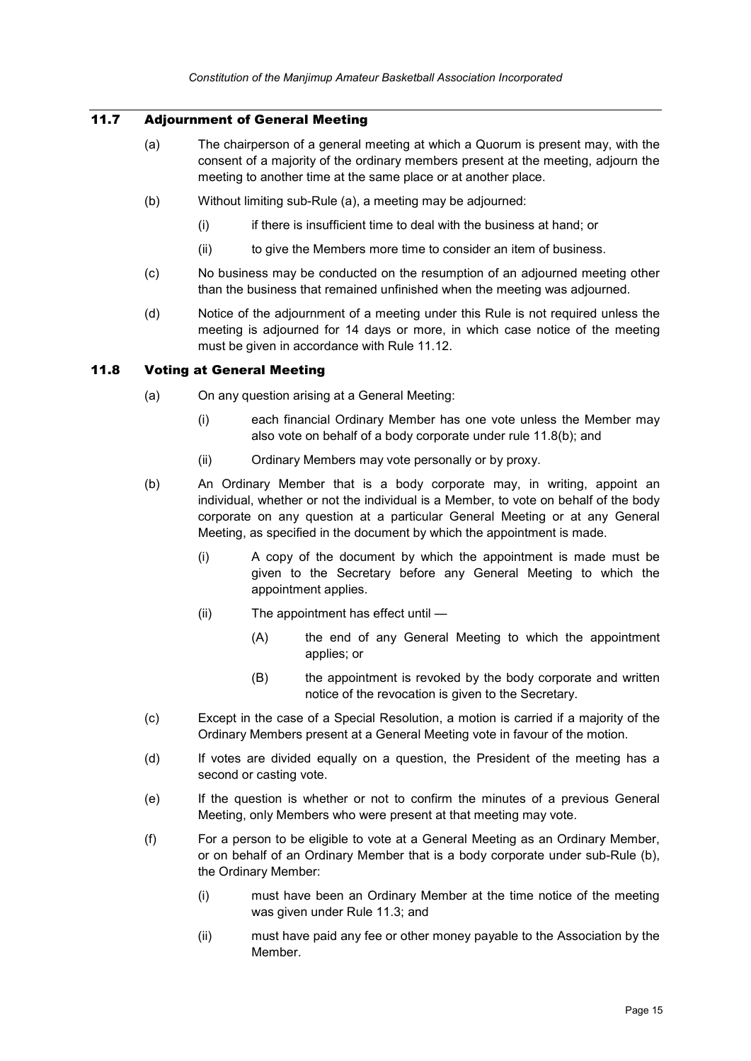## 11.7 Adjournment of General Meeting

(a) The chairperson of a general meeting at which a Quorum is present may, with the consent of a majority of the ordinary members present at the meeting, adjourn the meeting to another time at the same place or at another place.

(b) Without limiting sub-Rule (a), a meeting may be adjourned:

- (i) if there is insufficient time to deal with the business at hand; or
- (ii) to give the Members more time to consider an item of business.

(c) No business may be conducted on the resumption of an adjourned meeting other than the business that remained unfinished when the meeting was adjourned.

(d) Notice of the adjournment of a meeting under this Rule is not required unless the meeting is adjourned for 14 days or more, in which case notice of the meeting must be given in accordance with Rule 11.12.

## 11.8 Voting at General Meeting

(a) On any question arising at a General Meeting:

- (i) each financial Ordinary Member has one vote unless the Member may also vote on behalf of a body corporate under rule 11.8(b); and
- (ii) Ordinary Members may vote personally or by proxy.

(b) An Ordinary Member that is a body corporate may, in writing, appoint an individual, whether or not the individual is a Member, to vote on behalf of the body corporate on any question at a particular General Meeting or at any General Meeting, as specified in the document by which the appointment is made.

- (i) A copy of the document by which the appointment is made must be given to the Secretary before any General Meeting to which the appointment applies.
- (ii) The appointment has effect until —
  - (A) the end of any General Meeting to which the appointment applies; or
  - (B) the appointment is revoked by the body corporate and written notice of the revocation is given to the Secretary.

(c) Except in the case of a Special Resolution, a motion is carried if a majority of the Ordinary Members present at a General Meeting vote in favour of the motion.

(d) If votes are divided equally on a question, the President of the meeting has a second or casting vote.

(e) If the question is whether or not to confirm the minutes of a previous General Meeting, only Members who were present at that meeting may vote.

(f) For a person to be eligible to vote at a General Meeting as an Ordinary Member, or on behalf of an Ordinary Member that is a body corporate under sub-Rule (b), the Ordinary Member:

- (i) must have been an Ordinary Member at the time notice of the meeting was given under Rule 11.3; and
- (ii) must have paid any fee or other money payable to the Association by the Member.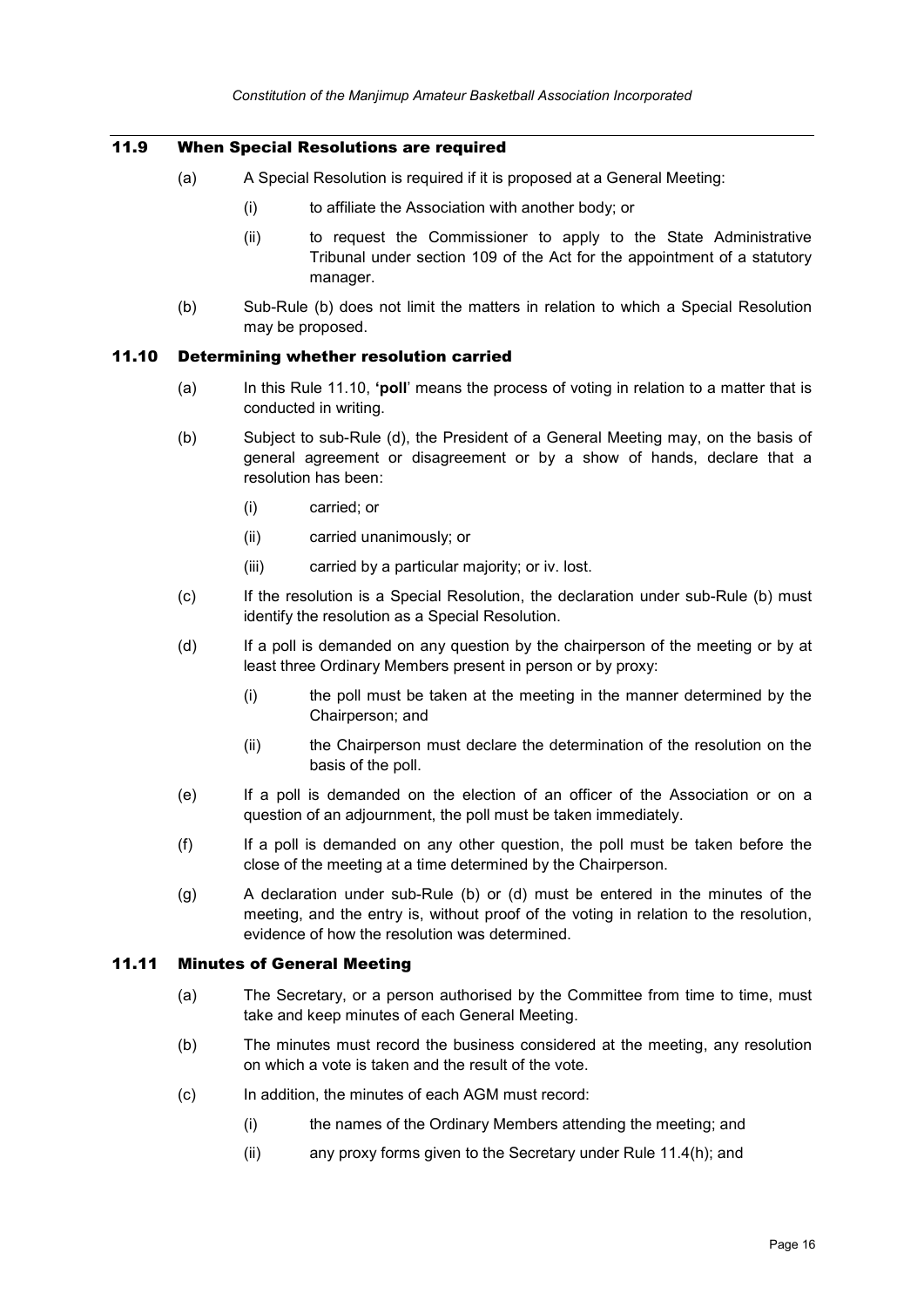### 11.9 When Special Resolutions are required

(a) A Special Resolution is required if it is proposed at a General Meeting:

 (i) to affiliate the Association with another body; or

 (ii) to request the Commissioner to apply to the State Administrative Tribunal under section 109 of the Act for the appointment of a statutory manager.

(b) Sub-Rule (b) does not limit the matters in relation to which a Special Resolution may be proposed.

### 11.10 Determining whether resolution carried

(a) In this Rule 11.10, **'poll**' means the process of voting in relation to a matter that is conducted in writing.

(b) Subject to sub-Rule (d), the President of a General Meeting may, on the basis of general agreement or disagreement or by a show of hands, declare that a resolution has been:

 (i) carried; or

 (ii) carried unanimously; or

 (iii) carried by a particular majority; or iv. lost.

(c) If the resolution is a Special Resolution, the declaration under sub-Rule (b) must identify the resolution as a Special Resolution.

(d) If a poll is demanded on any question by the chairperson of the meeting or by at least three Ordinary Members present in person or by proxy:

 (i) the poll must be taken at the meeting in the manner determined by the Chairperson; and

 (ii) the Chairperson must declare the determination of the resolution on the basis of the poll.

(e) If a poll is demanded on the election of an officer of the Association or on a question of an adjournment, the poll must be taken immediately.

(f) If a poll is demanded on any other question, the poll must be taken before the close of the meeting at a time determined by the Chairperson.

(g) A declaration under sub-Rule (b) or (d) must be entered in the minutes of the meeting, and the entry is, without proof of the voting in relation to the resolution, evidence of how the resolution was determined.

### 11.11 Minutes of General Meeting

(a) The Secretary, or a person authorised by the Committee from time to time, must take and keep minutes of each General Meeting.

(b) The minutes must record the business considered at the meeting, any resolution on which a vote is taken and the result of the vote.

(c) In addition, the minutes of each AGM must record:

 (i) the names of the Ordinary Members attending the meeting; and

 (ii) any proxy forms given to the Secretary under Rule 11.4(h); and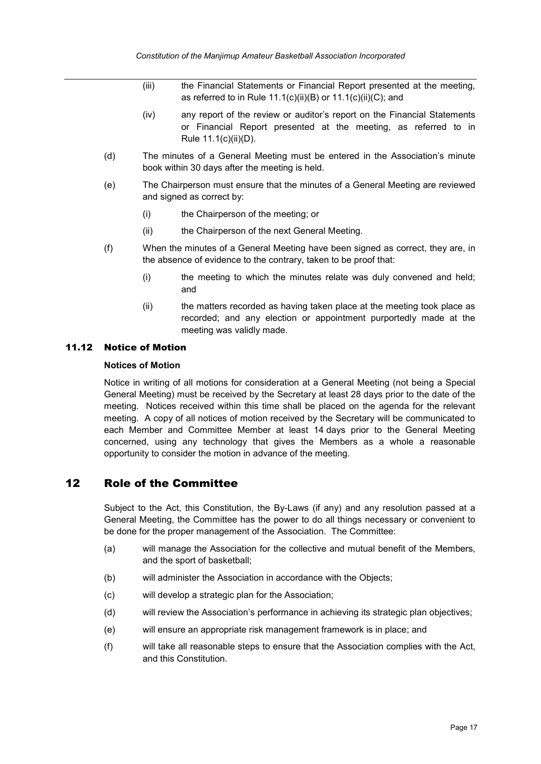(iii) the Financial Statements or Financial Report presented at the meeting, as referred to in Rule 11.1(c)(ii)(B) or 11.1(c)(ii)(C); and

(iv) any report of the review or auditor's report on the Financial Statements or Financial Report presented at the meeting, as referred to in Rule 11.1(c)(ii)(D).

(d) The minutes of a General Meeting must be entered in the Association's minute book within 30 days after the meeting is held.

(e) The Chairperson must ensure that the minutes of a General Meeting are reviewed and signed as correct by:

(i) the Chairperson of the meeting; or

(ii) the Chairperson of the next General Meeting.

(f) When the minutes of a General Meeting have been signed as correct, they are, in the absence of evidence to the contrary, taken to be proof that:

(i) the meeting to which the minutes relate was duly convened and held; and

(ii) the matters recorded as having taken place at the meeting took place as recorded; and any election or appointment purportedly made at the meeting was validly made.

### 11.12 Notice of Motion

**Notices of Motion**

Notice in writing of all motions for consideration at a General Meeting (not being a Special General Meeting) must be received by the Secretary at least 28 days prior to the date of the meeting. Notices received within this time shall be placed on the agenda for the relevant meeting. A copy of all notices of motion received by the Secretary will be communicated to each Member and Committee Member at least 14 days prior to the General Meeting concerned, using any technology that gives the Members as a whole a reasonable opportunity to consider the motion in advance of the meeting.

## 12 Role of the Committee

Subject to the Act, this Constitution, the By-Laws (if any) and any resolution passed at a General Meeting, the Committee has the power to do all things necessary or convenient to be done for the proper management of the Association. The Committee:

(a) will manage the Association for the collective and mutual benefit of the Members, and the sport of basketball;

(b) will administer the Association in accordance with the Objects;

(c) will develop a strategic plan for the Association;

(d) will review the Association's performance in achieving its strategic plan objectives;

(e) will ensure an appropriate risk management framework is in place; and

(f) will take all reasonable steps to ensure that the Association complies with the Act, and this Constitution.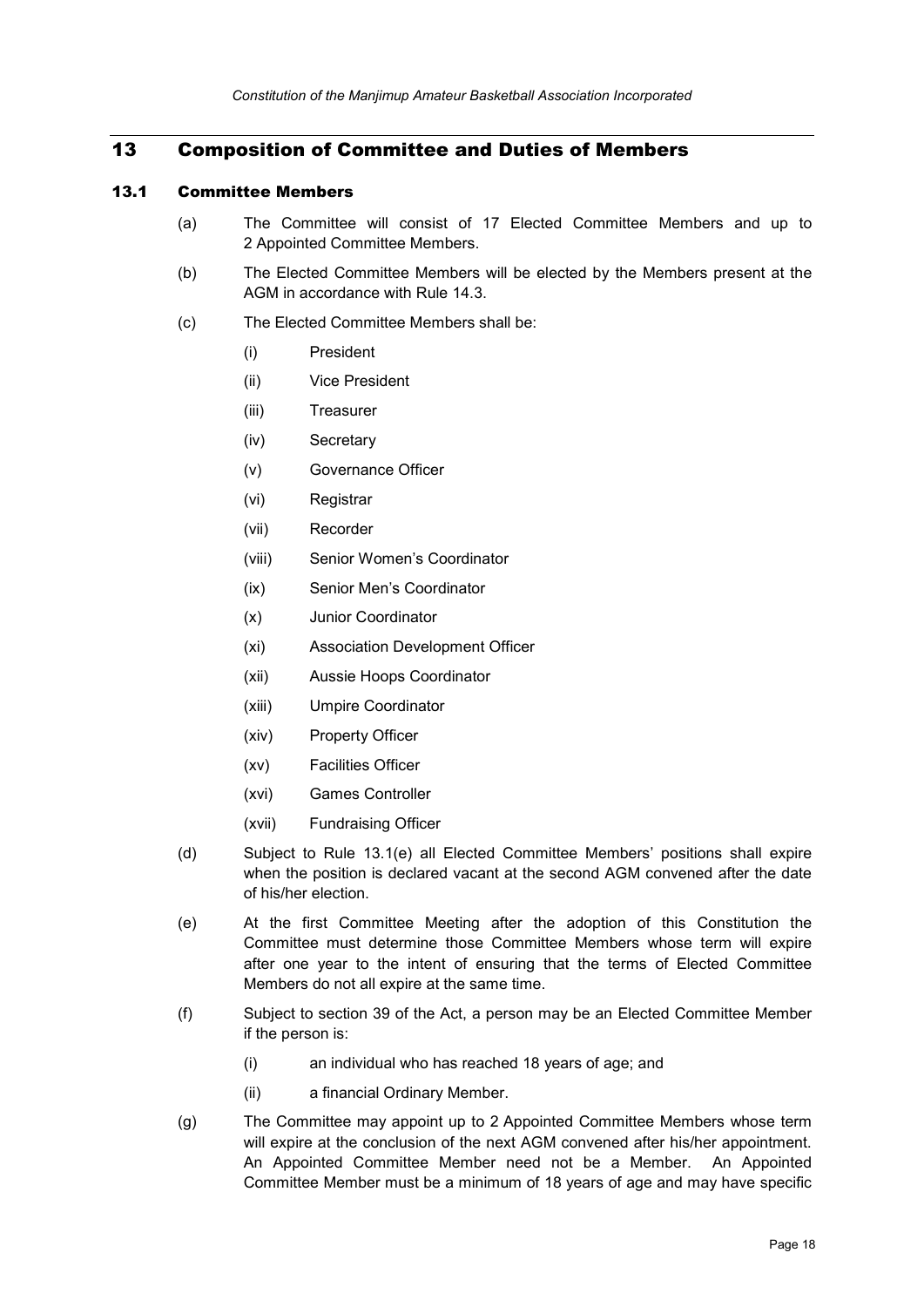## 13 Composition of Committee and Duties of Members

### 13.1 Committee Members

(a) The Committee will consist of 17 Elected Committee Members and up to 2 Appointed Committee Members.

(b) The Elected Committee Members will be elected by the Members present at the AGM in accordance with Rule 14.3.

(c) The Elected Committee Members shall be:

- (i) President
- (ii) Vice President
- (iii) Treasurer
- (iv) Secretary
- (v) Governance Officer
- (vi) Registrar
- (vii) Recorder
- (viii) Senior Women's Coordinator
- (ix) Senior Men's Coordinator
- (x) Junior Coordinator
- (xi) Association Development Officer
- (xii) Aussie Hoops Coordinator
- (xiii) Umpire Coordinator
- (xiv) Property Officer
- (xv) Facilities Officer
- (xvi) Games Controller
- (xvii) Fundraising Officer

(d) Subject to Rule 13.1(e) all Elected Committee Members' positions shall expire when the position is declared vacant at the second AGM convened after the date of his/her election.

(e) At the first Committee Meeting after the adoption of this Constitution the Committee must determine those Committee Members whose term will expire after one year to the intent of ensuring that the terms of Elected Committee Members do not all expire at the same time.

(f) Subject to section 39 of the Act, a person may be an Elected Committee Member if the person is:

- (i) an individual who has reached 18 years of age; and
- (ii) a financial Ordinary Member.

(g) The Committee may appoint up to 2 Appointed Committee Members whose term will expire at the conclusion of the next AGM convened after his/her appointment. An Appointed Committee Member need not be a Member. An Appointed Committee Member must be a minimum of 18 years of age and may have specific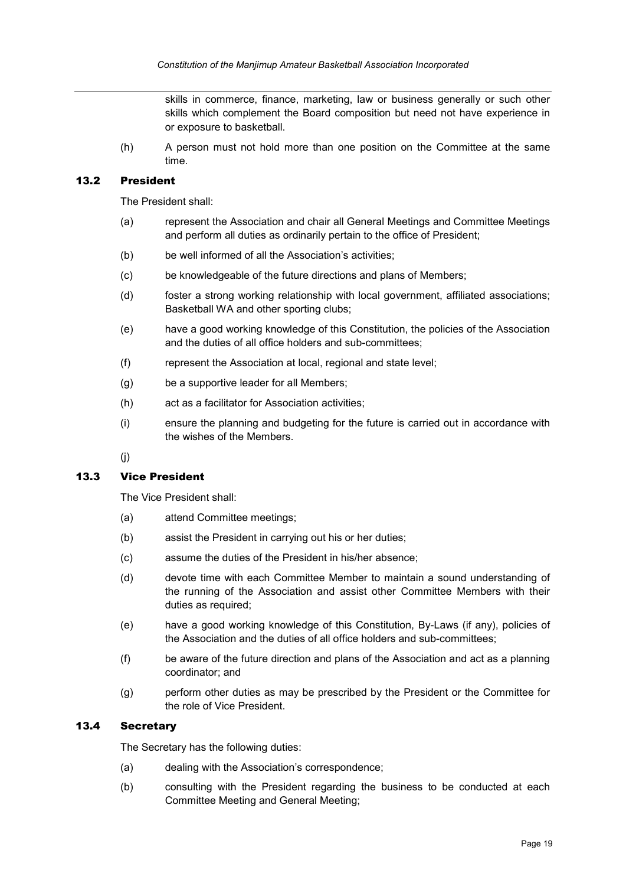skills in commerce, finance, marketing, law or business generally or such other skills which complement the Board composition but need not have experience in or exposure to basketball.

(h) A person must not hold more than one position on the Committee at the same time.

### 13.2 President

The President shall:

(a) represent the Association and chair all General Meetings and Committee Meetings and perform all duties as ordinarily pertain to the office of President;

(b) be well informed of all the Association's activities;

(c) be knowledgeable of the future directions and plans of Members;

(d) foster a strong working relationship with local government, affiliated associations; Basketball WA and other sporting clubs;

(e) have a good working knowledge of this Constitution, the policies of the Association and the duties of all office holders and sub-committees;

(f) represent the Association at local, regional and state level;

(g) be a supportive leader for all Members;

(h) act as a facilitator for Association activities;

(i) ensure the planning and budgeting for the future is carried out in accordance with the wishes of the Members.

(j)

### 13.3 Vice President

The Vice President shall:

(a) attend Committee meetings;

(b) assist the President in carrying out his or her duties;

(c) assume the duties of the President in his/her absence;

(d) devote time with each Committee Member to maintain a sound understanding of the running of the Association and assist other Committee Members with their duties as required;

(e) have a good working knowledge of this Constitution, By-Laws (if any), policies of the Association and the duties of all office holders and sub-committees;

(f) be aware of the future direction and plans of the Association and act as a planning coordinator; and

(g) perform other duties as may be prescribed by the President or the Committee for the role of Vice President.

### 13.4 Secretary

The Secretary has the following duties:

(a) dealing with the Association's correspondence;

(b) consulting with the President regarding the business to be conducted at each Committee Meeting and General Meeting;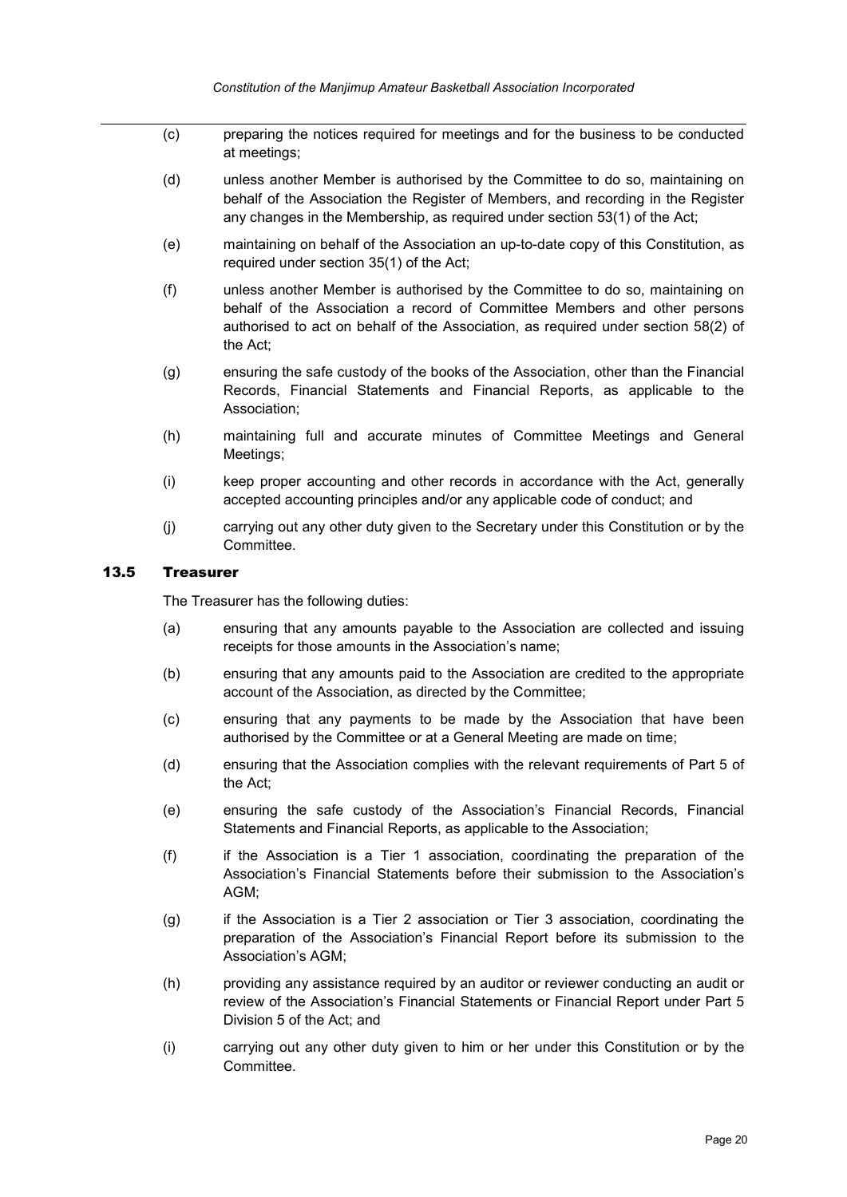(c) preparing the notices required for meetings and for the business to be conducted at meetings;

(d) unless another Member is authorised by the Committee to do so, maintaining on behalf of the Association the Register of Members, and recording in the Register any changes in the Membership, as required under section 53(1) of the Act;

(e) maintaining on behalf of the Association an up-to-date copy of this Constitution, as required under section 35(1) of the Act;

(f) unless another Member is authorised by the Committee to do so, maintaining on behalf of the Association a record of Committee Members and other persons authorised to act on behalf of the Association, as required under section 58(2) of the Act;

(g) ensuring the safe custody of the books of the Association, other than the Financial Records, Financial Statements and Financial Reports, as applicable to the Association;

(h) maintaining full and accurate minutes of Committee Meetings and General Meetings;

(i) keep proper accounting and other records in accordance with the Act, generally accepted accounting principles and/or any applicable code of conduct; and

(j) carrying out any other duty given to the Secretary under this Constitution or by the Committee.

### 13.5 Treasurer

The Treasurer has the following duties:

(a) ensuring that any amounts payable to the Association are collected and issuing receipts for those amounts in the Association's name;

(b) ensuring that any amounts paid to the Association are credited to the appropriate account of the Association, as directed by the Committee;

(c) ensuring that any payments to be made by the Association that have been authorised by the Committee or at a General Meeting are made on time;

(d) ensuring that the Association complies with the relevant requirements of Part 5 of the Act;

(e) ensuring the safe custody of the Association's Financial Records, Financial Statements and Financial Reports, as applicable to the Association;

(f) if the Association is a Tier 1 association, coordinating the preparation of the Association's Financial Statements before their submission to the Association's AGM;

(g) if the Association is a Tier 2 association or Tier 3 association, coordinating the preparation of the Association's Financial Report before its submission to the Association's AGM;

(h) providing any assistance required by an auditor or reviewer conducting an audit or review of the Association's Financial Statements or Financial Report under Part 5 Division 5 of the Act; and

(i) carrying out any other duty given to him or her under this Constitution or by the Committee.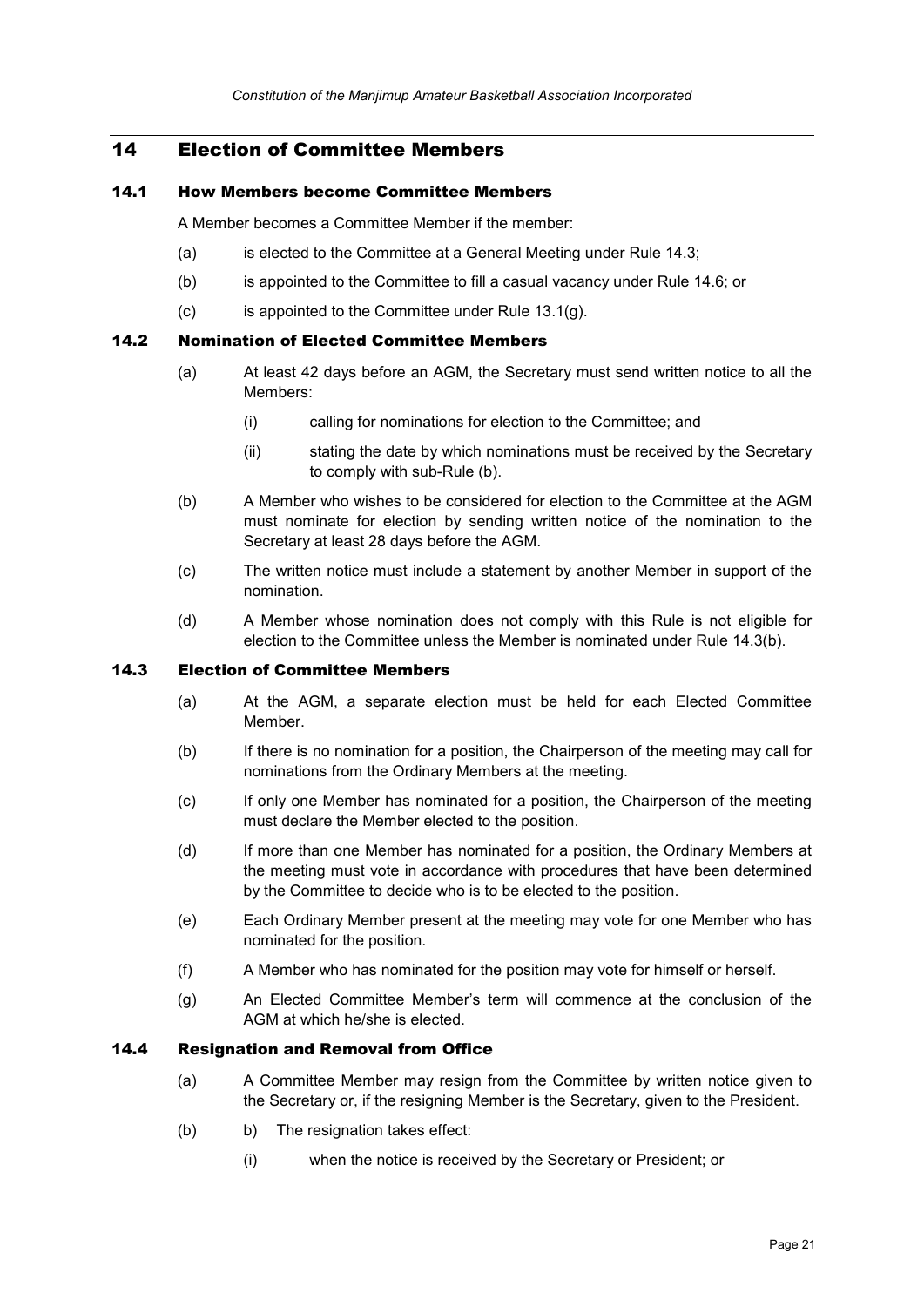## 14 Election of Committee Members

### 14.1 How Members become Committee Members

A Member becomes a Committee Member if the member:

(a) is elected to the Committee at a General Meeting under Rule 14.3;

(b) is appointed to the Committee to fill a casual vacancy under Rule 14.6; or

(c) is appointed to the Committee under Rule 13.1(g).

### 14.2 Nomination of Elected Committee Members

(a) At least 42 days before an AGM, the Secretary must send written notice to all the Members:

(i) calling for nominations for election to the Committee; and

(ii) stating the date by which nominations must be received by the Secretary to comply with sub-Rule (b).

(b) A Member who wishes to be considered for election to the Committee at the AGM must nominate for election by sending written notice of the nomination to the Secretary at least 28 days before the AGM.

(c) The written notice must include a statement by another Member in support of the nomination.

(d) A Member whose nomination does not comply with this Rule is not eligible for election to the Committee unless the Member is nominated under Rule 14.3(b).

### 14.3 Election of Committee Members

(a) At the AGM, a separate election must be held for each Elected Committee Member.

(b) If there is no nomination for a position, the Chairperson of the meeting may call for nominations from the Ordinary Members at the meeting.

(c) If only one Member has nominated for a position, the Chairperson of the meeting must declare the Member elected to the position.

(d) If more than one Member has nominated for a position, the Ordinary Members at the meeting must vote in accordance with procedures that have been determined by the Committee to decide who is to be elected to the position.

(e) Each Ordinary Member present at the meeting may vote for one Member who has nominated for the position.

(f) A Member who has nominated for the position may vote for himself or herself.

(g) An Elected Committee Member's term will commence at the conclusion of the AGM at which he/she is elected.

### 14.4 Resignation and Removal from Office

(a) A Committee Member may resign from the Committee by written notice given to the Secretary or, if the resigning Member is the Secretary, given to the President.

(b) b) The resignation takes effect:

(i) when the notice is received by the Secretary or President; or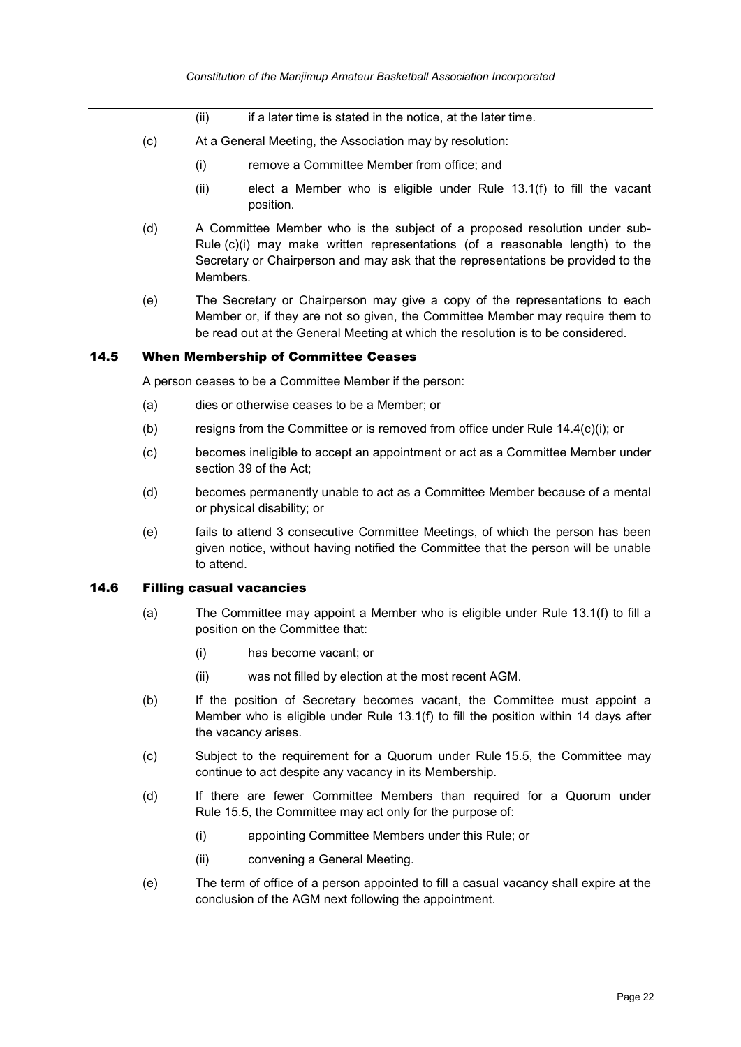(ii) if a later time is stated in the notice, at the later time.

(c) At a General Meeting, the Association may by resolution:

(i) remove a Committee Member from office; and

(ii) elect a Member who is eligible under Rule 13.1(f) to fill the vacant position.

(d) A Committee Member who is the subject of a proposed resolution under sub-Rule (c)(i) may make written representations (of a reasonable length) to the Secretary or Chairperson and may ask that the representations be provided to the Members.

(e) The Secretary or Chairperson may give a copy of the representations to each Member or, if they are not so given, the Committee Member may require them to be read out at the General Meeting at which the resolution is to be considered.

## 14.5 When Membership of Committee Ceases

A person ceases to be a Committee Member if the person:

(a) dies or otherwise ceases to be a Member; or

(b) resigns from the Committee or is removed from office under Rule 14.4(c)(i); or

(c) becomes ineligible to accept an appointment or act as a Committee Member under section 39 of the Act;

(d) becomes permanently unable to act as a Committee Member because of a mental or physical disability; or

(e) fails to attend 3 consecutive Committee Meetings, of which the person has been given notice, without having notified the Committee that the person will be unable to attend.

## 14.6 Filling casual vacancies

(a) The Committee may appoint a Member who is eligible under Rule 13.1(f) to fill a position on the Committee that:

(i) has become vacant; or

(ii) was not filled by election at the most recent AGM.

(b) If the position of Secretary becomes vacant, the Committee must appoint a Member who is eligible under Rule 13.1(f) to fill the position within 14 days after the vacancy arises.

(c) Subject to the requirement for a Quorum under Rule 15.5, the Committee may continue to act despite any vacancy in its Membership.

(d) If there are fewer Committee Members than required for a Quorum under Rule 15.5, the Committee may act only for the purpose of:

(i) appointing Committee Members under this Rule; or

(ii) convening a General Meeting.

(e) The term of office of a person appointed to fill a casual vacancy shall expire at the conclusion of the AGM next following the appointment.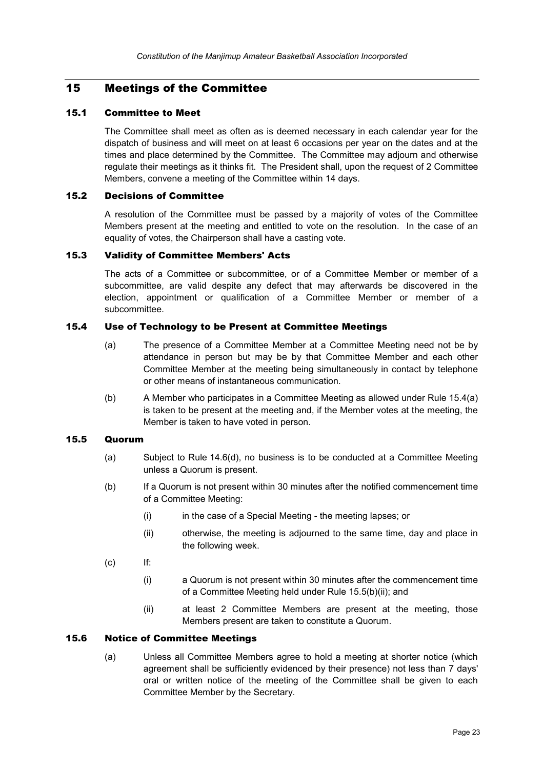## 15 Meetings of the Committee

### 15.1 Committee to Meet

The Committee shall meet as often as is deemed necessary in each calendar year for the dispatch of business and will meet on at least 6 occasions per year on the dates and at the times and place determined by the Committee. The Committee may adjourn and otherwise regulate their meetings as it thinks fit. The President shall, upon the request of 2 Committee Members, convene a meeting of the Committee within 14 days.

### 15.2 Decisions of Committee

A resolution of the Committee must be passed by a majority of votes of the Committee Members present at the meeting and entitled to vote on the resolution. In the case of an equality of votes, the Chairperson shall have a casting vote.

### 15.3 Validity of Committee Members' Acts

The acts of a Committee or subcommittee, or of a Committee Member or member of a subcommittee, are valid despite any defect that may afterwards be discovered in the election, appointment or qualification of a Committee Member or member of a subcommittee.

### 15.4 Use of Technology to be Present at Committee Meetings

(a) The presence of a Committee Member at a Committee Meeting need not be by attendance in person but may be by that Committee Member and each other Committee Member at the meeting being simultaneously in contact by telephone or other means of instantaneous communication.

(b) A Member who participates in a Committee Meeting as allowed under Rule 15.4(a) is taken to be present at the meeting and, if the Member votes at the meeting, the Member is taken to have voted in person.

### 15.5 Quorum

(a) Subject to Rule 14.6(d), no business is to be conducted at a Committee Meeting unless a Quorum is present.

(b) If a Quorum is not present within 30 minutes after the notified commencement time of a Committee Meeting:

(i) in the case of a Special Meeting - the meeting lapses; or

(ii) otherwise, the meeting is adjourned to the same time, day and place in the following week.

(c) If:

(i) a Quorum is not present within 30 minutes after the commencement time of a Committee Meeting held under Rule 15.5(b)(ii); and

(ii) at least 2 Committee Members are present at the meeting, those Members present are taken to constitute a Quorum.

### 15.6 Notice of Committee Meetings

(a) Unless all Committee Members agree to hold a meeting at shorter notice (which agreement shall be sufficiently evidenced by their presence) not less than 7 days' oral or written notice of the meeting of the Committee shall be given to each Committee Member by the Secretary.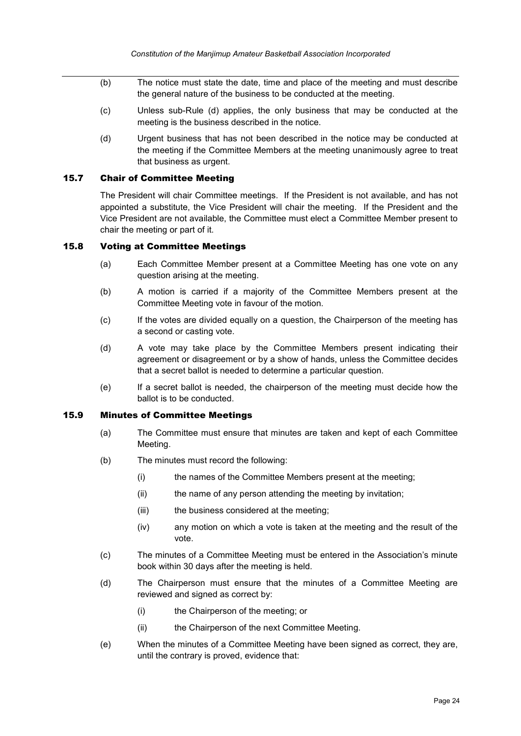(b) The notice must state the date, time and place of the meeting and must describe the general nature of the business to be conducted at the meeting.

(c) Unless sub-Rule (d) applies, the only business that may be conducted at the meeting is the business described in the notice.

(d) Urgent business that has not been described in the notice may be conducted at the meeting if the Committee Members at the meeting unanimously agree to treat that business as urgent.

### 15.7 Chair of Committee Meeting

The President will chair Committee meetings. If the President is not available, and has not appointed a substitute, the Vice President will chair the meeting. If the President and the Vice President are not available, the Committee must elect a Committee Member present to chair the meeting or part of it.

### 15.8 Voting at Committee Meetings

(a) Each Committee Member present at a Committee Meeting has one vote on any question arising at the meeting.

(b) A motion is carried if a majority of the Committee Members present at the Committee Meeting vote in favour of the motion.

(c) If the votes are divided equally on a question, the Chairperson of the meeting has a second or casting vote.

(d) A vote may take place by the Committee Members present indicating their agreement or disagreement or by a show of hands, unless the Committee decides that a secret ballot is needed to determine a particular question.

(e) If a secret ballot is needed, the chairperson of the meeting must decide how the ballot is to be conducted.

### 15.9 Minutes of Committee Meetings

(a) The Committee must ensure that minutes are taken and kept of each Committee Meeting.

(b) The minutes must record the following:

(i) the names of the Committee Members present at the meeting;

(ii) the name of any person attending the meeting by invitation;

(iii) the business considered at the meeting;

(iv) any motion on which a vote is taken at the meeting and the result of the vote.

(c) The minutes of a Committee Meeting must be entered in the Association's minute book within 30 days after the meeting is held.

(d) The Chairperson must ensure that the minutes of a Committee Meeting are reviewed and signed as correct by:

(i) the Chairperson of the meeting; or

(ii) the Chairperson of the next Committee Meeting.

(e) When the minutes of a Committee Meeting have been signed as correct, they are, until the contrary is proved, evidence that: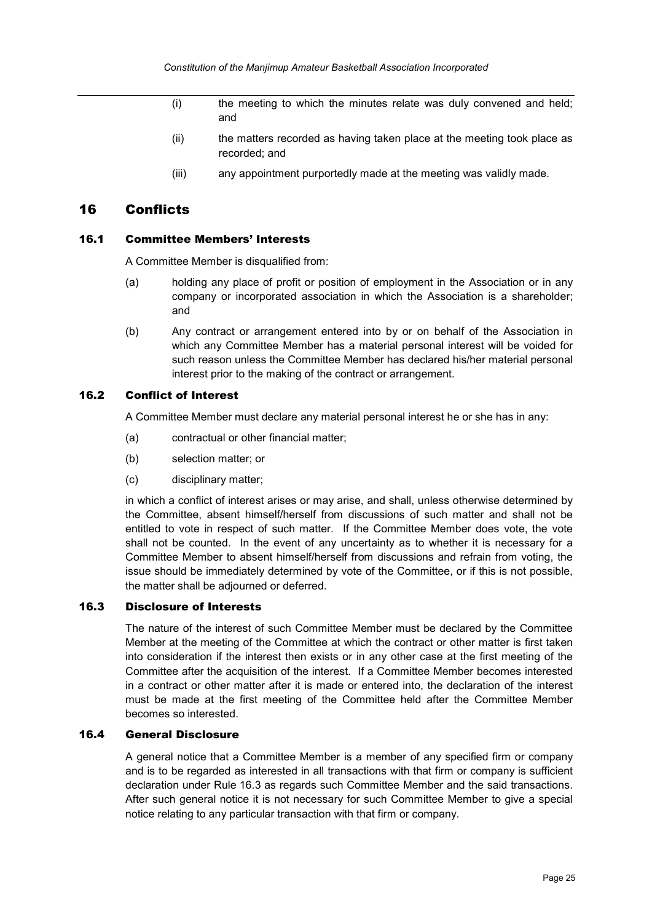(i) the meeting to which the minutes relate was duly convened and held; and

(ii) the matters recorded as having taken place at the meeting took place as recorded; and

(iii) any appointment purportedly made at the meeting was validly made.

# 16 Conflicts

## 16.1 Committee Members' Interests

A Committee Member is disqualified from:

(a) holding any place of profit or position of employment in the Association or in any company or incorporated association in which the Association is a shareholder; and

(b) Any contract or arrangement entered into by or on behalf of the Association in which any Committee Member has a material personal interest will be voided for such reason unless the Committee Member has declared his/her material personal interest prior to the making of the contract or arrangement.

## 16.2 Conflict of Interest

A Committee Member must declare any material personal interest he or she has in any:

(a) contractual or other financial matter;

(b) selection matter; or

(c) disciplinary matter;

in which a conflict of interest arises or may arise, and shall, unless otherwise determined by the Committee, absent himself/herself from discussions of such matter and shall not be entitled to vote in respect of such matter. If the Committee Member does vote, the vote shall not be counted. In the event of any uncertainty as to whether it is necessary for a Committee Member to absent himself/herself from discussions and refrain from voting, the issue should be immediately determined by vote of the Committee, or if this is not possible, the matter shall be adjourned or deferred.

## 16.3 Disclosure of Interests

The nature of the interest of such Committee Member must be declared by the Committee Member at the meeting of the Committee at which the contract or other matter is first taken into consideration if the interest then exists or in any other case at the first meeting of the Committee after the acquisition of the interest. If a Committee Member becomes interested in a contract or other matter after it is made or entered into, the declaration of the interest must be made at the first meeting of the Committee held after the Committee Member becomes so interested.

## 16.4 General Disclosure

A general notice that a Committee Member is a member of any specified firm or company and is to be regarded as interested in all transactions with that firm or company is sufficient declaration under Rule 16.3 as regards such Committee Member and the said transactions. After such general notice it is not necessary for such Committee Member to give a special notice relating to any particular transaction with that firm or company.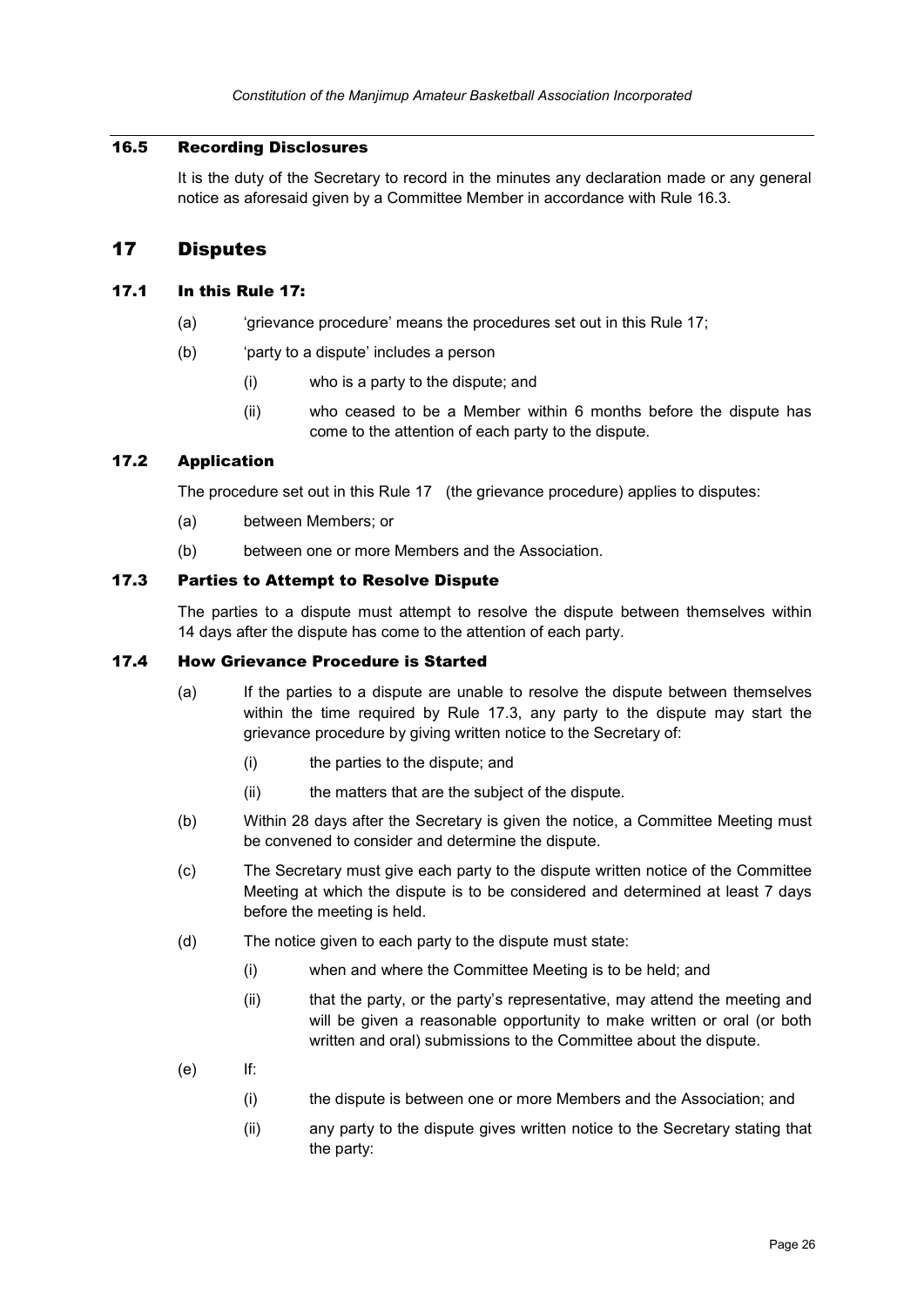### 16.5 Recording Disclosures

It is the duty of the Secretary to record in the minutes any declaration made or any general notice as aforesaid given by a Committee Member in accordance with Rule 16.3.

## 17 Disputes

### 17.1 In this Rule 17:

- (a) 'grievance procedure' means the procedures set out in this Rule 17;
- (b) 'party to a dispute' includes a person
  - (i) who is a party to the dispute; and
  - (ii) who ceased to be a Member within 6 months before the dispute has come to the attention of each party to the dispute.

### 17.2 Application

The procedure set out in this Rule 17 (the grievance procedure) applies to disputes:

- (a) between Members; or
- (b) between one or more Members and the Association.

### 17.3 Parties to Attempt to Resolve Dispute

The parties to a dispute must attempt to resolve the dispute between themselves within 14 days after the dispute has come to the attention of each party.

### 17.4 How Grievance Procedure is Started

- (a) If the parties to a dispute are unable to resolve the dispute between themselves within the time required by Rule 17.3, any party to the dispute may start the grievance procedure by giving written notice to the Secretary of:
  - (i) the parties to the dispute; and
  - (ii) the matters that are the subject of the dispute.
- (b) Within 28 days after the Secretary is given the notice, a Committee Meeting must be convened to consider and determine the dispute.
- (c) The Secretary must give each party to the dispute written notice of the Committee Meeting at which the dispute is to be considered and determined at least 7 days before the meeting is held.
- (d) The notice given to each party to the dispute must state:
  - (i) when and where the Committee Meeting is to be held; and
  - (ii) that the party, or the party's representative, may attend the meeting and will be given a reasonable opportunity to make written or oral (or both written and oral) submissions to the Committee about the dispute.
- (e) If:
  - (i) the dispute is between one or more Members and the Association; and
  - (ii) any party to the dispute gives written notice to the Secretary stating that the party: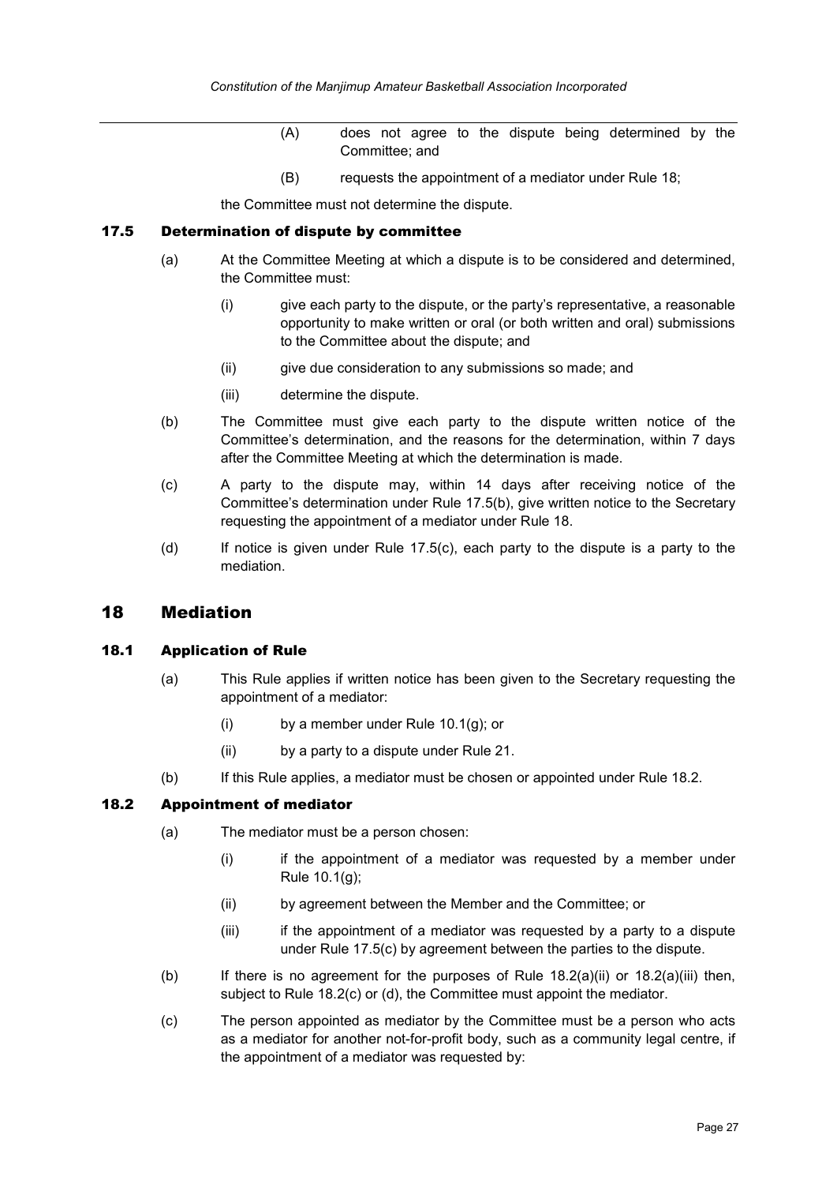(A) does not agree to the dispute being determined by the Committee; and

(B) requests the appointment of a mediator under Rule 18;

the Committee must not determine the dispute.

### 17.5 Determination of dispute by committee

(a) At the Committee Meeting at which a dispute is to be considered and determined, the Committee must:

(i) give each party to the dispute, or the party's representative, a reasonable opportunity to make written or oral (or both written and oral) submissions to the Committee about the dispute; and

(ii) give due consideration to any submissions so made; and

(iii) determine the dispute.

(b) The Committee must give each party to the dispute written notice of the Committee's determination, and the reasons for the determination, within 7 days after the Committee Meeting at which the determination is made.

(c) A party to the dispute may, within 14 days after receiving notice of the Committee's determination under Rule 17.5(b), give written notice to the Secretary requesting the appointment of a mediator under Rule 18.

(d) If notice is given under Rule 17.5(c), each party to the dispute is a party to the mediation.

## 18 Mediation

### 18.1 Application of Rule

(a) This Rule applies if written notice has been given to the Secretary requesting the appointment of a mediator:

(i) by a member under Rule 10.1(g); or

(ii) by a party to a dispute under Rule 21.

(b) If this Rule applies, a mediator must be chosen or appointed under Rule 18.2.

### 18.2 Appointment of mediator

(a) The mediator must be a person chosen:

(i) if the appointment of a mediator was requested by a member under Rule 10.1(g);

(ii) by agreement between the Member and the Committee; or

(iii) if the appointment of a mediator was requested by a party to a dispute under Rule 17.5(c) by agreement between the parties to the dispute.

(b) If there is no agreement for the purposes of Rule 18.2(a)(ii) or 18.2(a)(iii) then, subject to Rule 18.2(c) or (d), the Committee must appoint the mediator.

(c) The person appointed as mediator by the Committee must be a person who acts as a mediator for another not-for-profit body, such as a community legal centre, if the appointment of a mediator was requested by: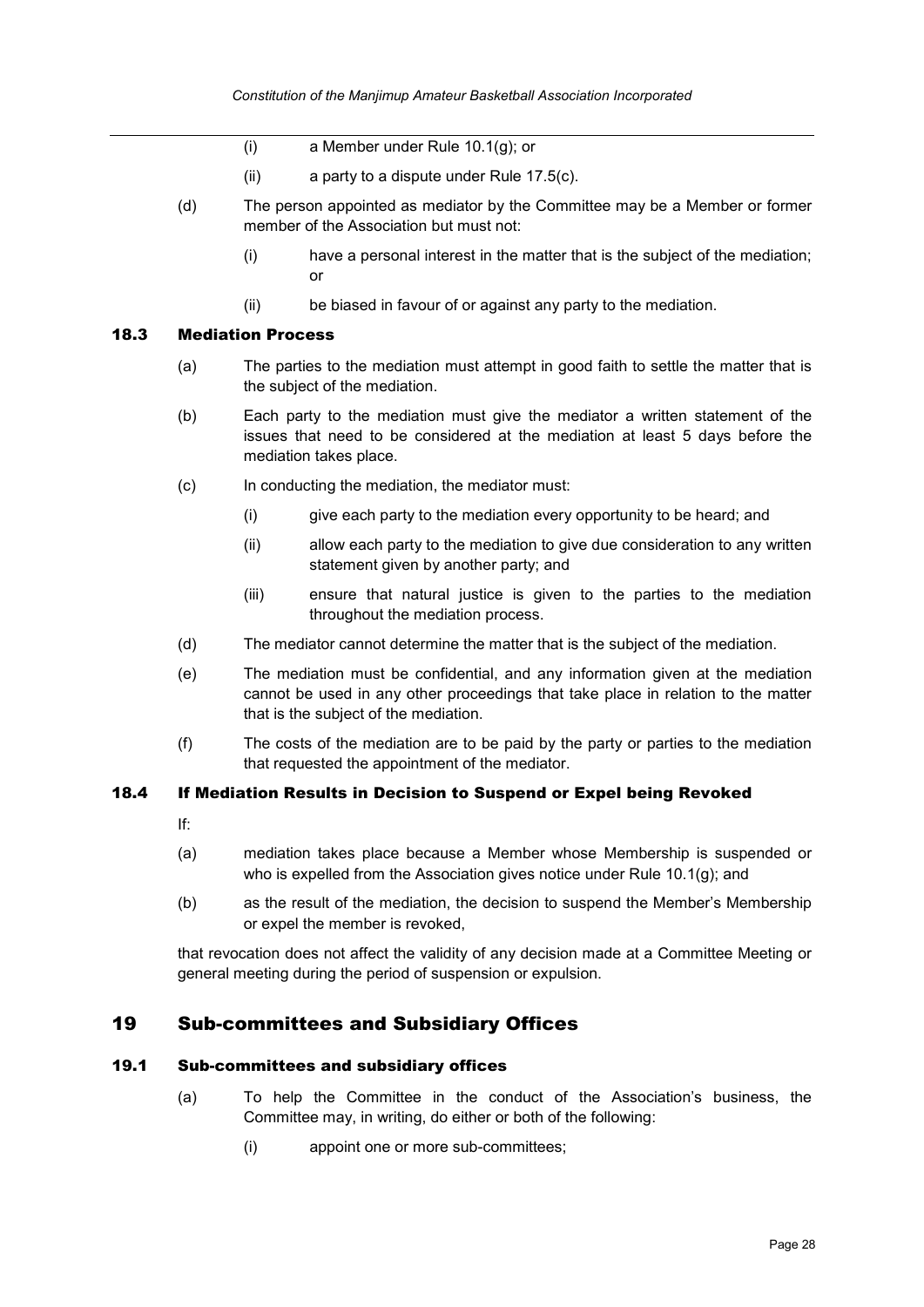(i) a Member under Rule 10.1(g); or

  (ii) a party to a dispute under Rule 17.5(c).

(d) The person appointed as mediator by the Committee may be a Member or former member of the Association but must not:

  (i) have a personal interest in the matter that is the subject of the mediation; or

  (ii) be biased in favour of or against any party to the mediation.

### 18.3 Mediation Process

(a) The parties to the mediation must attempt in good faith to settle the matter that is the subject of the mediation.

(b) Each party to the mediation must give the mediator a written statement of the issues that need to be considered at the mediation at least 5 days before the mediation takes place.

(c) In conducting the mediation, the mediator must:

  (i) give each party to the mediation every opportunity to be heard; and

  (ii) allow each party to the mediation to give due consideration to any written statement given by another party; and

  (iii) ensure that natural justice is given to the parties to the mediation throughout the mediation process.

(d) The mediator cannot determine the matter that is the subject of the mediation.

(e) The mediation must be confidential, and any information given at the mediation cannot be used in any other proceedings that take place in relation to the matter that is the subject of the mediation.

(f) The costs of the mediation are to be paid by the party or parties to the mediation that requested the appointment of the mediator.

### 18.4 If Mediation Results in Decision to Suspend or Expel being Revoked

If:

(a) mediation takes place because a Member whose Membership is suspended or who is expelled from the Association gives notice under Rule 10.1(g); and

(b) as the result of the mediation, the decision to suspend the Member's Membership or expel the member is revoked,

that revocation does not affect the validity of any decision made at a Committee Meeting or general meeting during the period of suspension or expulsion.

## 19 Sub-committees and Subsidiary Offices

### 19.1 Sub-committees and subsidiary offices

(a) To help the Committee in the conduct of the Association's business, the Committee may, in writing, do either or both of the following:

  (i) appoint one or more sub-committees;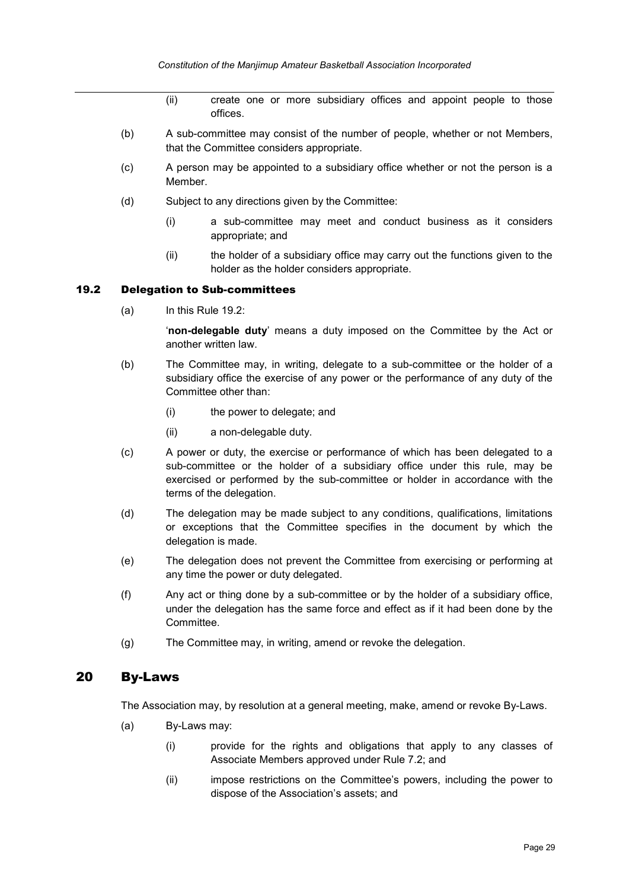(ii) create one or more subsidiary offices and appoint people to those offices.

(b) A sub-committee may consist of the number of people, whether or not Members, that the Committee considers appropriate.

(c) A person may be appointed to a subsidiary office whether or not the person is a Member.

(d) Subject to any directions given by the Committee:

(i) a sub-committee may meet and conduct business as it considers appropriate; and

(ii) the holder of a subsidiary office may carry out the functions given to the holder as the holder considers appropriate.

### 19.2 Delegation to Sub-committees

(a) In this Rule 19.2:

'**non-delegable duty**' means a duty imposed on the Committee by the Act or another written law.

(b) The Committee may, in writing, delegate to a sub-committee or the holder of a subsidiary office the exercise of any power or the performance of any duty of the Committee other than:

(i) the power to delegate; and

(ii) a non-delegable duty.

(c) A power or duty, the exercise or performance of which has been delegated to a sub-committee or the holder of a subsidiary office under this rule, may be exercised or performed by the sub-committee or holder in accordance with the terms of the delegation.

(d) The delegation may be made subject to any conditions, qualifications, limitations or exceptions that the Committee specifies in the document by which the delegation is made.

(e) The delegation does not prevent the Committee from exercising or performing at any time the power or duty delegated.

(f) Any act or thing done by a sub-committee or by the holder of a subsidiary office, under the delegation has the same force and effect as if it had been done by the Committee.

(g) The Committee may, in writing, amend or revoke the delegation.

## 20 By-Laws

The Association may, by resolution at a general meeting, make, amend or revoke By-Laws.

(a) By-Laws may:

(i) provide for the rights and obligations that apply to any classes of Associate Members approved under Rule 7.2; and

(ii) impose restrictions on the Committee's powers, including the power to dispose of the Association's assets; and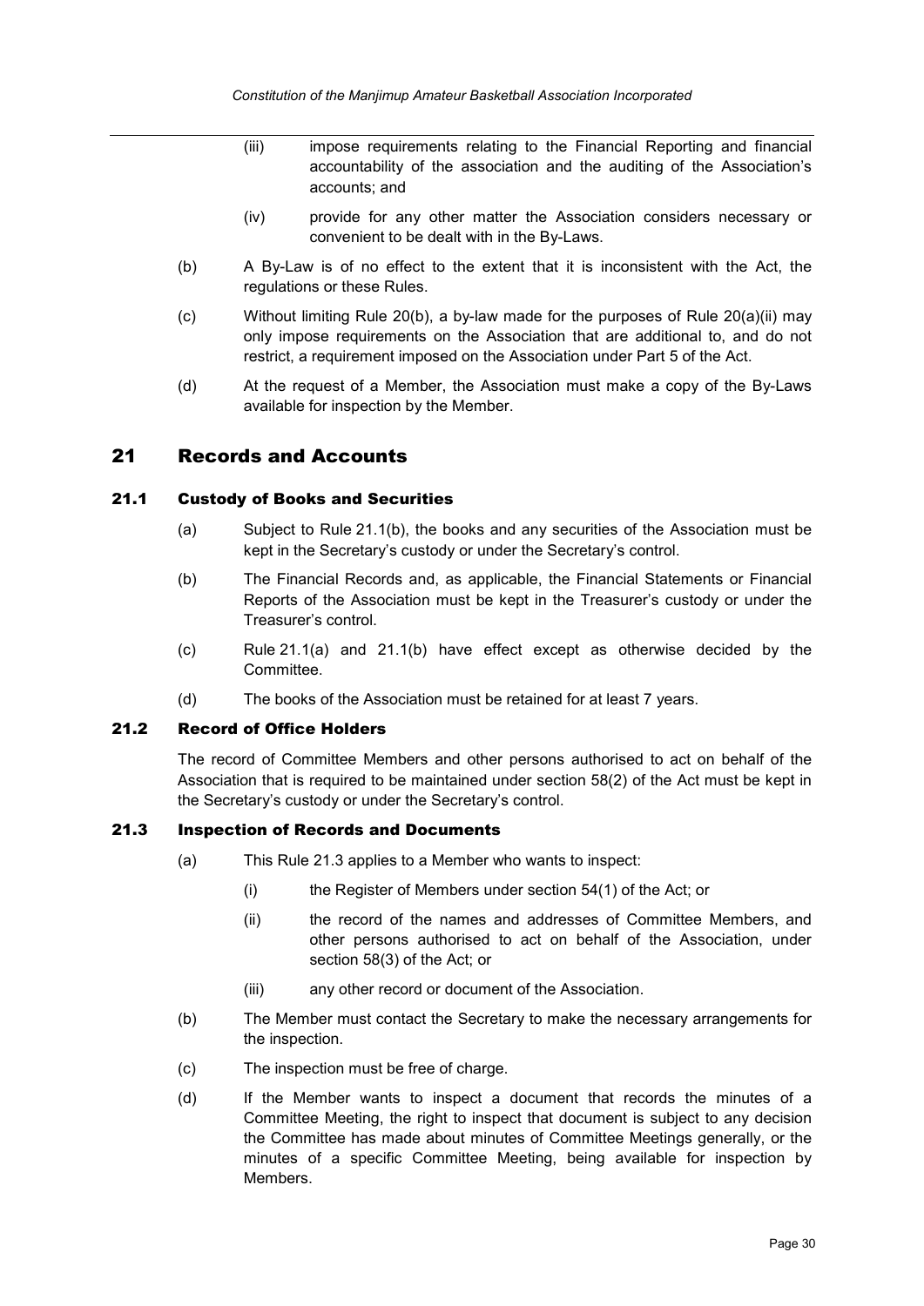(iii) impose requirements relating to the Financial Reporting and financial accountability of the association and the auditing of the Association's accounts; and

(iv) provide for any other matter the Association considers necessary or convenient to be dealt with in the By-Laws.

(b) A By-Law is of no effect to the extent that it is inconsistent with the Act, the regulations or these Rules.

(c) Without limiting Rule 20(b), a by-law made for the purposes of Rule 20(a)(ii) may only impose requirements on the Association that are additional to, and do not restrict, a requirement imposed on the Association under Part 5 of the Act.

(d) At the request of a Member, the Association must make a copy of the By-Laws available for inspection by the Member.

# 21 Records and Accounts

## 21.1 Custody of Books and Securities

(a) Subject to Rule 21.1(b), the books and any securities of the Association must be kept in the Secretary's custody or under the Secretary's control.

(b) The Financial Records and, as applicable, the Financial Statements or Financial Reports of the Association must be kept in the Treasurer's custody or under the Treasurer's control.

(c) Rule 21.1(a) and 21.1(b) have effect except as otherwise decided by the Committee.

(d) The books of the Association must be retained for at least 7 years.

## 21.2 Record of Office Holders

The record of Committee Members and other persons authorised to act on behalf of the Association that is required to be maintained under section 58(2) of the Act must be kept in the Secretary's custody or under the Secretary's control.

## 21.3 Inspection of Records and Documents

(a) This Rule 21.3 applies to a Member who wants to inspect:

(i) the Register of Members under section 54(1) of the Act; or

(ii) the record of the names and addresses of Committee Members, and other persons authorised to act on behalf of the Association, under section 58(3) of the Act; or

(iii) any other record or document of the Association.

(b) The Member must contact the Secretary to make the necessary arrangements for the inspection.

(c) The inspection must be free of charge.

(d) If the Member wants to inspect a document that records the minutes of a Committee Meeting, the right to inspect that document is subject to any decision the Committee has made about minutes of Committee Meetings generally, or the minutes of a specific Committee Meeting, being available for inspection by Members.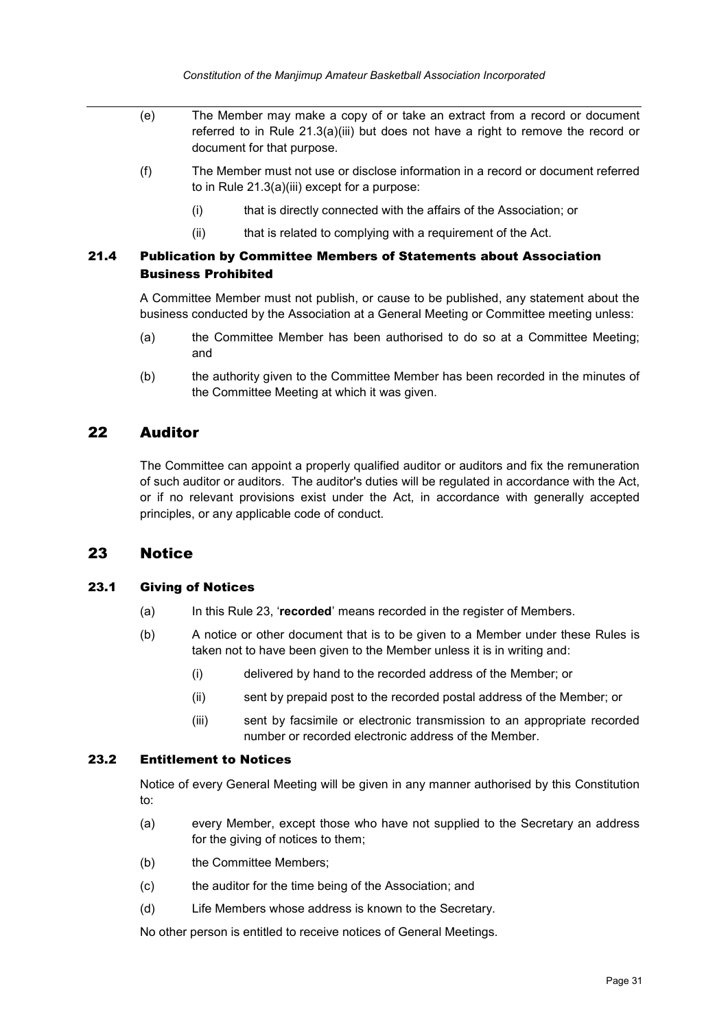(e) The Member may make a copy of or take an extract from a record or document referred to in Rule 21.3(a)(iii) but does not have a right to remove the record or document for that purpose.

(f) The Member must not use or disclose information in a record or document referred to in Rule 21.3(a)(iii) except for a purpose:

  (i) that is directly connected with the affairs of the Association; or

  (ii) that is related to complying with a requirement of the Act.

### 21.4 Publication by Committee Members of Statements about Association Business Prohibited

A Committee Member must not publish, or cause to be published, any statement about the business conducted by the Association at a General Meeting or Committee meeting unless:

(a) the Committee Member has been authorised to do so at a Committee Meeting; and

(b) the authority given to the Committee Member has been recorded in the minutes of the Committee Meeting at which it was given.

## 22 Auditor

The Committee can appoint a properly qualified auditor or auditors and fix the remuneration of such auditor or auditors. The auditor's duties will be regulated in accordance with the Act, or if no relevant provisions exist under the Act, in accordance with generally accepted principles, or any applicable code of conduct.

## 23 Notice

### 23.1 Giving of Notices

(a) In this Rule 23, '**recorded**' means recorded in the register of Members.

(b) A notice or other document that is to be given to a Member under these Rules is taken not to have been given to the Member unless it is in writing and:

  (i) delivered by hand to the recorded address of the Member; or

  (ii) sent by prepaid post to the recorded postal address of the Member; or

  (iii) sent by facsimile or electronic transmission to an appropriate recorded number or recorded electronic address of the Member.

### 23.2 Entitlement to Notices

Notice of every General Meeting will be given in any manner authorised by this Constitution to:

(a) every Member, except those who have not supplied to the Secretary an address for the giving of notices to them;

(b) the Committee Members;

(c) the auditor for the time being of the Association; and

(d) Life Members whose address is known to the Secretary.

No other person is entitled to receive notices of General Meetings.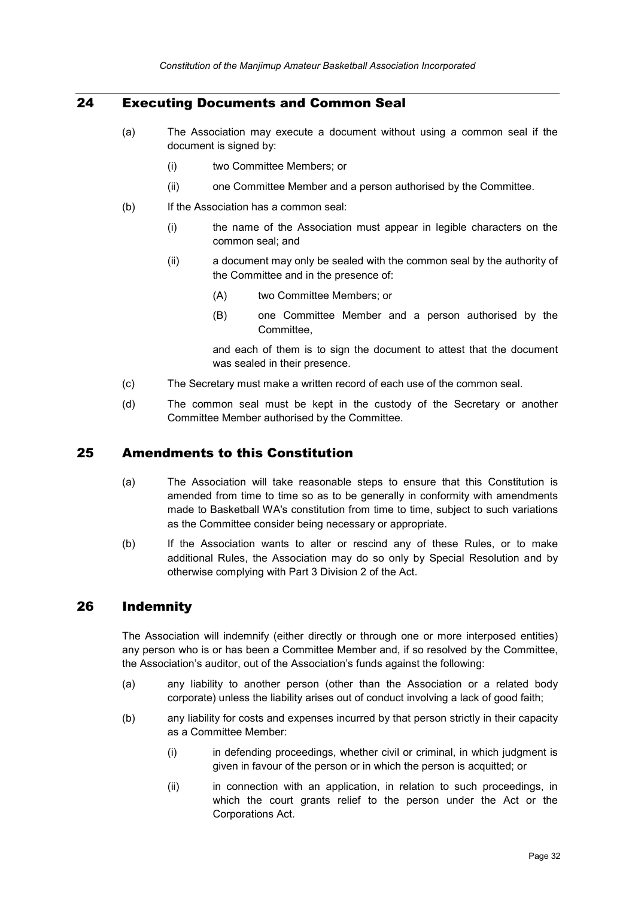## 24 Executing Documents and Common Seal

(a) The Association may execute a document without using a common seal if the document is signed by:

(i) two Committee Members; or

(ii) one Committee Member and a person authorised by the Committee.

(b) If the Association has a common seal:

(i) the name of the Association must appear in legible characters on the common seal; and

(ii) a document may only be sealed with the common seal by the authority of the Committee and in the presence of:

(A) two Committee Members; or

(B) one Committee Member and a person authorised by the Committee,

and each of them is to sign the document to attest that the document was sealed in their presence.

(c) The Secretary must make a written record of each use of the common seal.

(d) The common seal must be kept in the custody of the Secretary or another Committee Member authorised by the Committee.

## 25 Amendments to this Constitution

(a) The Association will take reasonable steps to ensure that this Constitution is amended from time to time so as to be generally in conformity with amendments made to Basketball WA's constitution from time to time, subject to such variations as the Committee consider being necessary or appropriate.

(b) If the Association wants to alter or rescind any of these Rules, or to make additional Rules, the Association may do so only by Special Resolution and by otherwise complying with Part 3 Division 2 of the Act.

## 26 Indemnity

The Association will indemnify (either directly or through one or more interposed entities) any person who is or has been a Committee Member and, if so resolved by the Committee, the Association's auditor, out of the Association's funds against the following:

(a) any liability to another person (other than the Association or a related body corporate) unless the liability arises out of conduct involving a lack of good faith;

(b) any liability for costs and expenses incurred by that person strictly in their capacity as a Committee Member:

(i) in defending proceedings, whether civil or criminal, in which judgment is given in favour of the person or in which the person is acquitted; or

(ii) in connection with an application, in relation to such proceedings, in which the court grants relief to the person under the Act or the Corporations Act.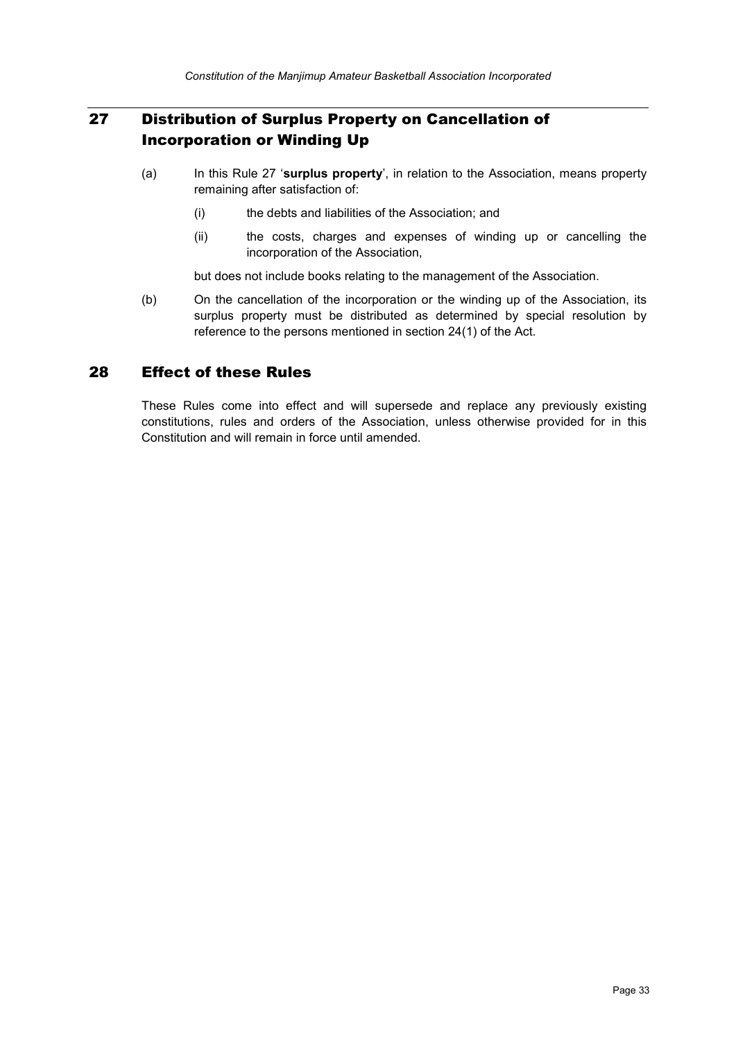## 27 Distribution of Surplus Property on Cancellation of Incorporation or Winding Up

(a) In this Rule 27 '**surplus property**', in relation to the Association, means property remaining after satisfaction of:

  (i) the debts and liabilities of the Association; and

  (ii) the costs, charges and expenses of winding up or cancelling the incorporation of the Association,

  but does not include books relating to the management of the Association.

(b) On the cancellation of the incorporation or the winding up of the Association, its surplus property must be distributed as determined by special resolution by reference to the persons mentioned in section 24(1) of the Act.

## 28 Effect of these Rules

These Rules come into effect and will supersede and replace any previously existing constitutions, rules and orders of the Association, unless otherwise provided for in this Constitution and will remain in force until amended.